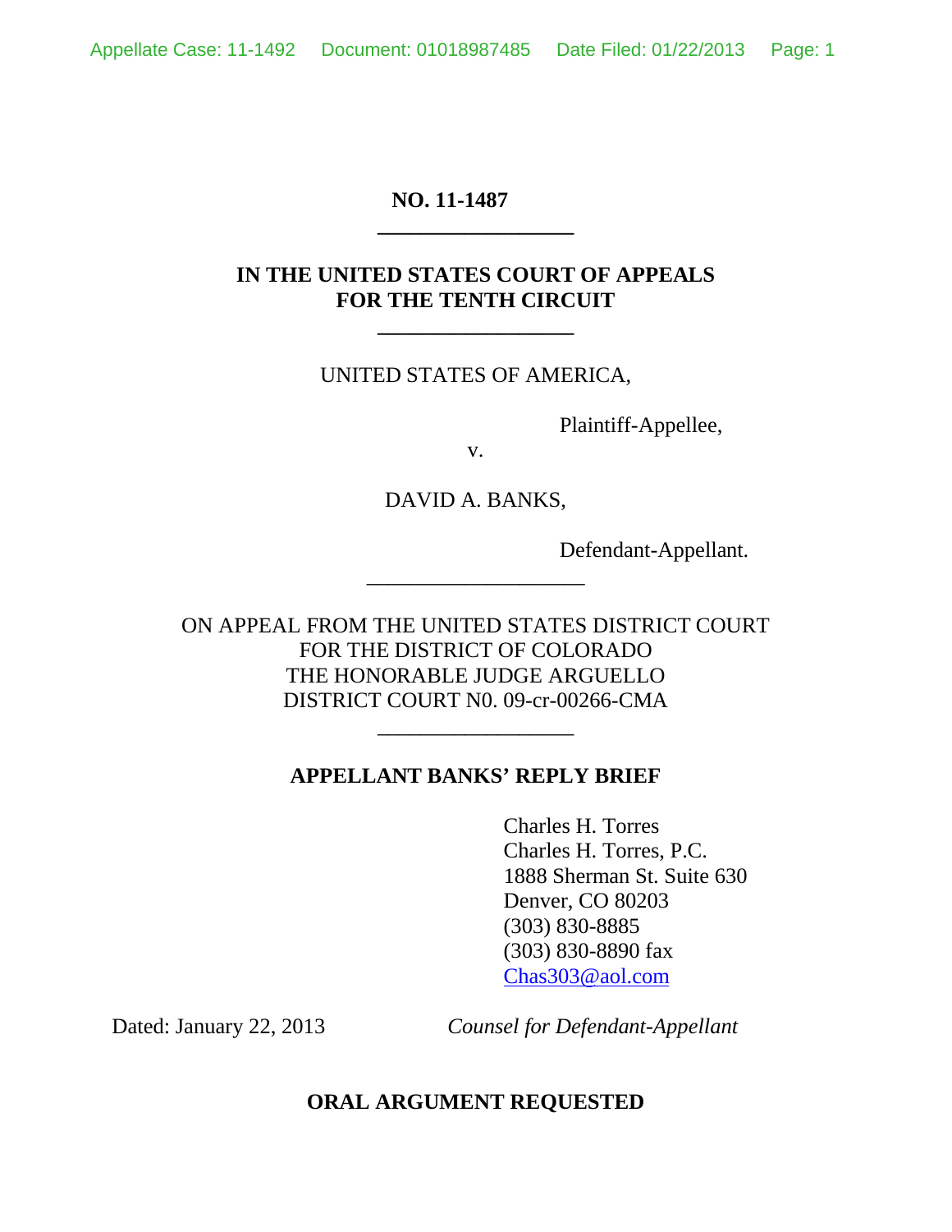**NO. 11-1487**

---

**IN THE UNITED STATES COURT OF APPEALS**
**FOR THE TENTH CIRCUIT**

---

UNITED STATES OF AMERICA,

Plaintiff-Appellee,

v.

DAVID A. BANKS,

Defendant-Appellant.

---

ON APPEAL FROM THE UNITED STATES DISTRICT COURT
FOR THE DISTRICT OF COLORADO
THE HONORABLE JUDGE ARGUELLO
DISTRICT COURT N0. 09-cr-00266-CMA

---

**APPELLANT BANKS' REPLY BRIEF**

Charles H. Torres
Charles H. Torres, P.C.
1888 Sherman St. Suite 630
Denver, CO 80203
(303) 830-8885
(303) 830-8890 fax
Chas303@aol.com

Dated: January 22, 2013 *Counsel for Defendant-Appellant*

**ORAL ARGUMENT REQUESTED**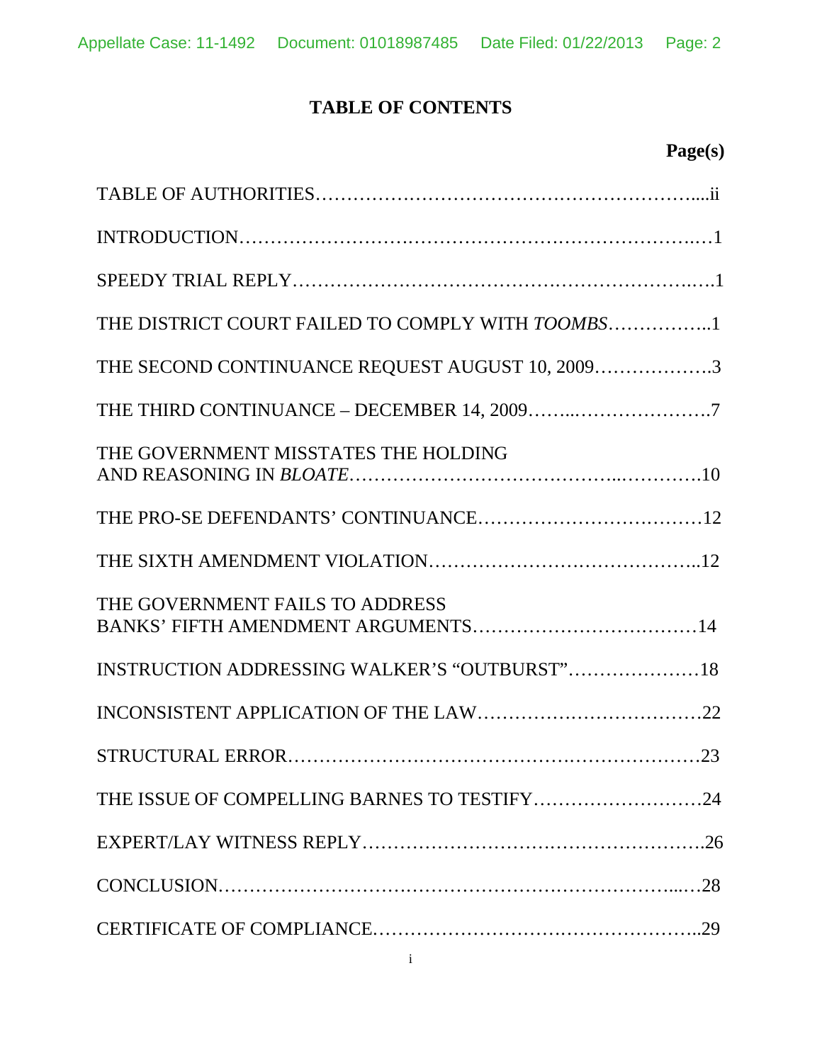# TABLE OF CONTENTS

**Page(s)**

TABLE OF AUTHORITIES…………………………………………………....ii

INTRODUCTION……………………………………………………………..…1

SPEEDY TRIAL REPLY……………………………………………………..….1

THE DISTRICT COURT FAILED TO COMPLY WITH *TOOMBS*……………..1

THE SECOND CONTINUANCE REQUEST AUGUST 10, 2009……………….3

THE THIRD CONTINUANCE – DECEMBER 14, 2009……..………………….7

THE GOVERNMENT MISSTATES THE HOLDING AND REASONING IN *BLOATE*…………………………………...………….10

THE PRO-SE DEFENDANTS' CONTINUANCE………………………………12

THE SIXTH AMENDMENT VIOLATION……………………………………..12

THE GOVERNMENT FAILS TO ADDRESS BANKS' FIFTH AMENDMENT ARGUMENTS………………………………14

INSTRUCTION ADDRESSING WALKER'S "OUTBURST"…………………18

INCONSISTENT APPLICATION OF THE LAW………………………………22

STRUCTURAL ERROR……………………………………………………………23

THE ISSUE OF COMPELLING BARNES TO TESTIFY………………………24

EXPERT/LAY WITNESS REPLY……………………………………………….26

CONCLUSION…………………………………………………………………...…28

CERTIFICATE OF COMPLIANCE……………………………………………..29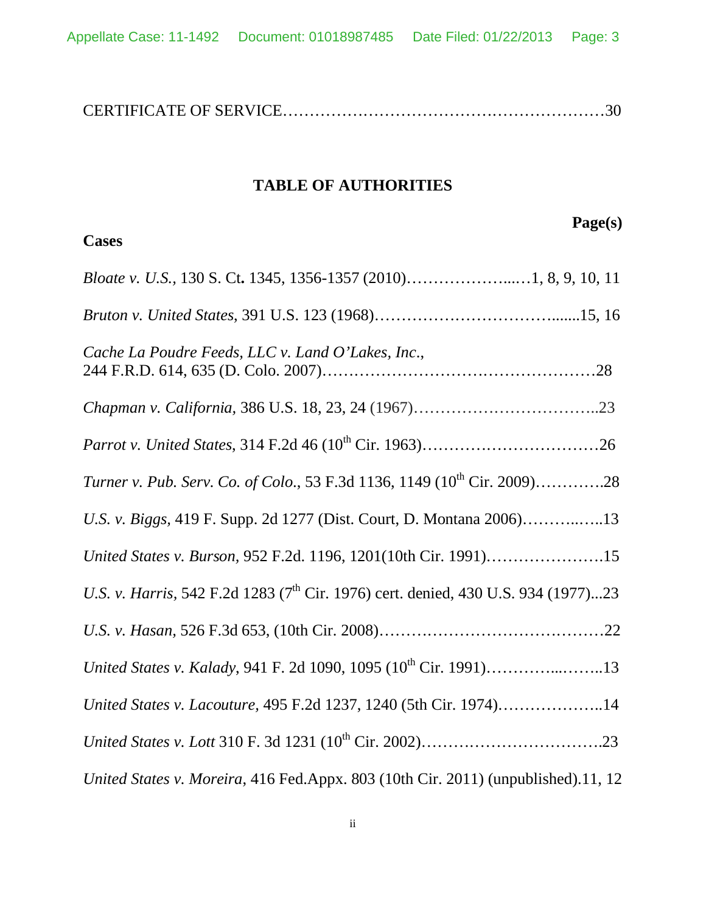CERTIFICATE OF SERVICE…………………………………….………………30

## TABLE OF AUTHORITIES

**Page(s)**

**Cases**

*Bloate v. U.S.,* 130 S. Ct**.** 1345, 1356-1357 (2010)………………...…1, 8, 9, 10, 11

*Bruton v. United States*, 391 U.S. 123 (1968)……………………………......15, 16

*Cache La Poudre Feeds, LLC v. Land O'Lakes, Inc*., 244 F.R.D. 614, 635 (D. Colo. 2007)……………………….…………………28

*Chapman v. California,* 386 U.S. 18, 23, 24 (1967)……………….…………..23

*Parrot v. United States*, 314 F.2d 46 (10th Cir. 1963)…………….……………26

*Turner v. Pub. Serv. Co. of Colo.*, 53 F.3d 1136, 1149 (10th Cir. 2009)………….28

*U.S. v. Biggs,* 419 F. Supp. 2d 1277 (Dist. Court, D. Montana 2006)………..…..13

*United States v. Burson*, 952 F.2d. 1196, 1201(10th Cir. 1991)………………….15

*U.S. v. Harris,* 542 F.2d 1283 (7th Cir. 1976) cert. denied, 430 U.S. 934 (1977)...23

*U.S. v. Hasan,* 526 F.3d 653, (10th Cir. 2008)……….…………………….……22

*United States v. Kalady,* 941 F. 2d 1090, 1095 (10th Cir. 1991)…………...……..13

*United States v. Lacouture,* 495 F.2d 1237, 1240 (5th Cir. 1974).………………..14

*United States v. Lott* 310 F. 3d 1231 (10th Cir. 2002)…………….……………….23

*United States v. Moreira,* 416 Fed.Appx. 803 (10th Cir. 2011) (unpublished).11, 12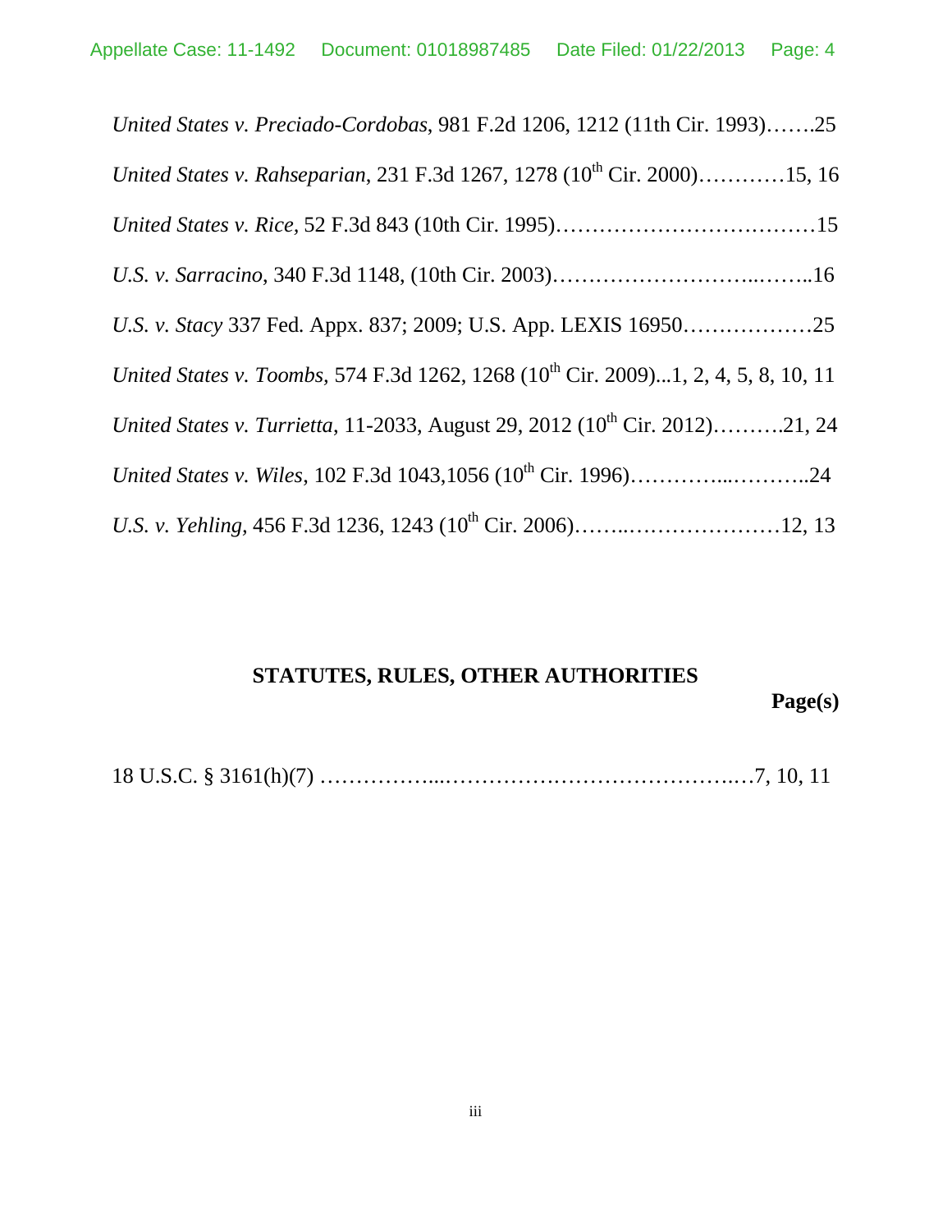*United States v. Preciado-Cordobas*, 981 F.2d 1206, 1212 (11th Cir. 1993)…….25

*United States v. Rahseparian*, 231 F.3d 1267, 1278 (10th Cir. 2000)…………15, 16

*United States v. Rice*, 52 F.3d 843 (10th Cir. 1995)………………………………15

*U.S. v. Sarracino*, 340 F.3d 1148, (10th Cir. 2003)………………………..……..16

*U.S. v. Stacy* 337 Fed. Appx. 837; 2009; U.S. App. LEXIS 16950………………25

*United States v. Toombs*, 574 F.3d 1262, 1268 (10th Cir. 2009)...1, 2, 4, 5, 8, 10, 11

*United States v. Turrietta*, 11-2033, August 29, 2012 (10th Cir. 2012)……….21, 24

*United States v. Wiles*, 102 F.3d 1043,1056 (10th Cir. 1996)…………...………..24

*U.S. v. Yehling*, 456 F.3d 1236, 1243 (10th Cir. 2006)……..…………………12, 13

**STATUTES, RULES, OTHER AUTHORITIES**

**Page(s)**

18 U.S.C. § 3161(h)(7) ……………...…………………………………..…7, 10, 11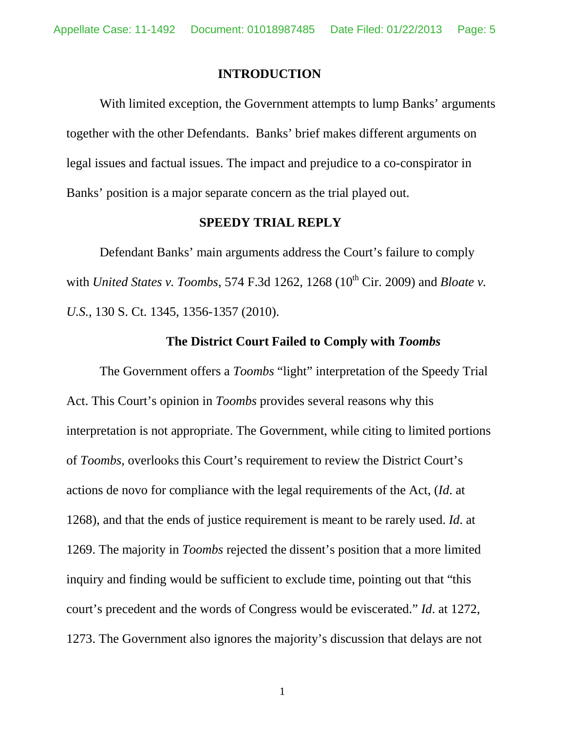## INTRODUCTION

With limited exception, the Government attempts to lump Banks' arguments together with the other Defendants. Banks' brief makes different arguments on legal issues and factual issues. The impact and prejudice to a co-conspirator in Banks' position is a major separate concern as the trial played out.

## SPEEDY TRIAL REPLY

Defendant Banks' main arguments address the Court's failure to comply with *United States v. Toombs*, 574 F.3d 1262, 1268 (10th Cir. 2009) and *Bloate v. U.S.*, 130 S. Ct. 1345, 1356-1357 (2010).

### The District Court Failed to Comply with *Toombs*

The Government offers a *Toombs* "light" interpretation of the Speedy Trial Act. This Court's opinion in *Toombs* provides several reasons why this interpretation is not appropriate. The Government, while citing to limited portions of *Toombs*, overlooks this Court's requirement to review the District Court's actions de novo for compliance with the legal requirements of the Act, (*Id*. at 1268), and that the ends of justice requirement is meant to be rarely used. *Id*. at 1269. The majority in *Toombs* rejected the dissent's position that a more limited inquiry and finding would be sufficient to exclude time, pointing out that "this court's precedent and the words of Congress would be eviscerated." *Id*. at 1272, 1273. The Government also ignores the majority's discussion that delays are not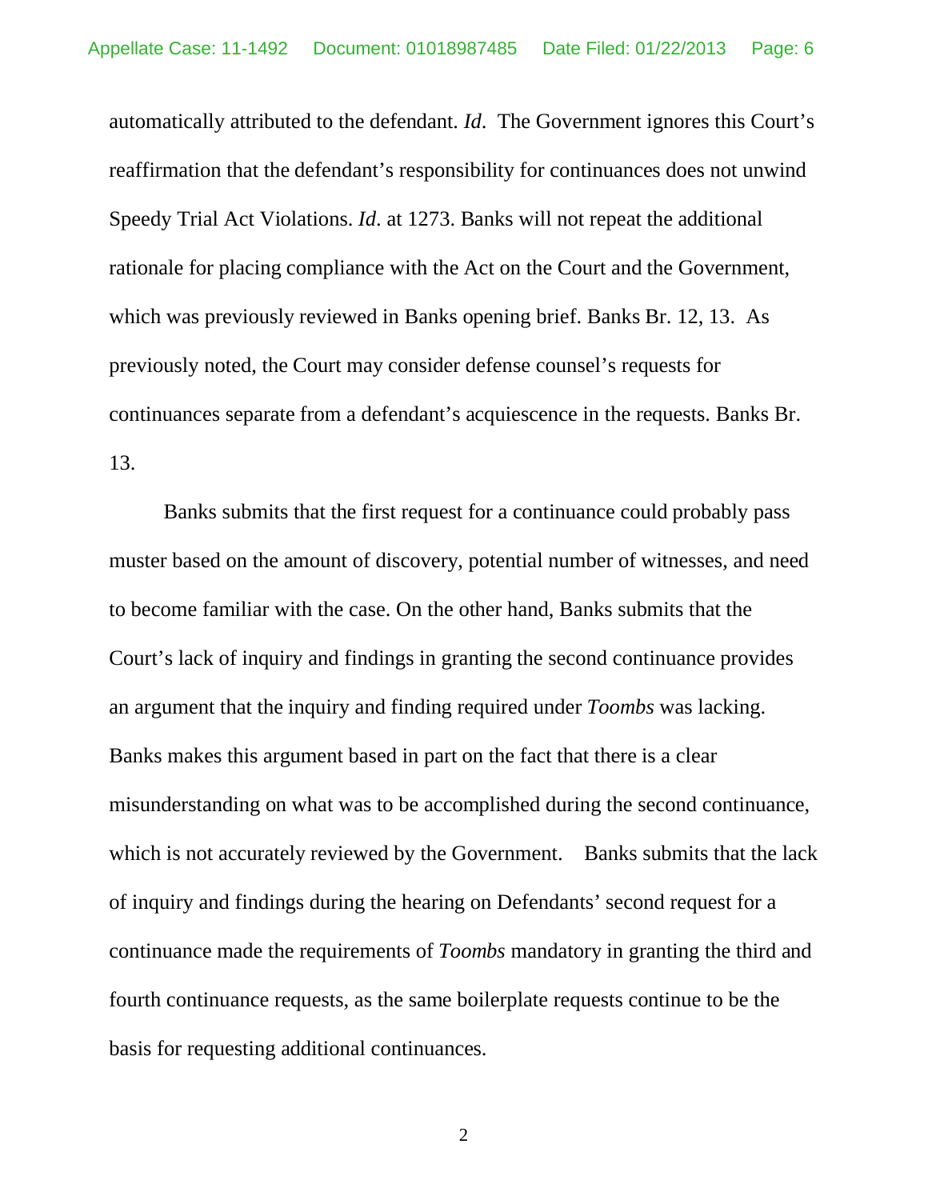automatically attributed to the defendant. *Id*. The Government ignores this Court's reaffirmation that the defendant's responsibility for continuances does not unwind Speedy Trial Act Violations. *Id*. at 1273. Banks will not repeat the additional rationale for placing compliance with the Act on the Court and the Government, which was previously reviewed in Banks opening brief. Banks Br. 12, 13. As previously noted, the Court may consider defense counsel's requests for continuances separate from a defendant's acquiescence in the requests. Banks Br. 13.

Banks submits that the first request for a continuance could probably pass muster based on the amount of discovery, potential number of witnesses, and need to become familiar with the case. On the other hand, Banks submits that the Court's lack of inquiry and findings in granting the second continuance provides an argument that the inquiry and finding required under *Toombs* was lacking. Banks makes this argument based in part on the fact that there is a clear misunderstanding on what was to be accomplished during the second continuance, which is not accurately reviewed by the Government. Banks submits that the lack of inquiry and findings during the hearing on Defendants' second request for a continuance made the requirements of *Toombs* mandatory in granting the third and fourth continuance requests, as the same boilerplate requests continue to be the basis for requesting additional continuances.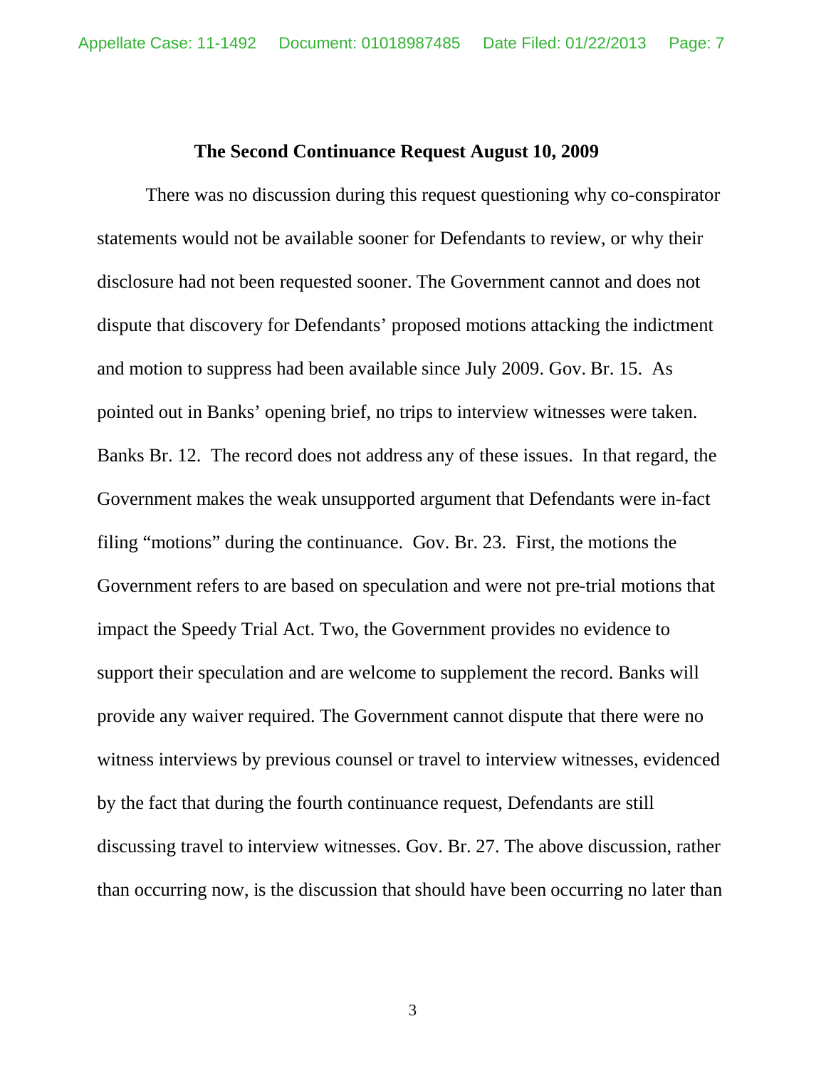### The Second Continuance Request August 10, 2009

There was no discussion during this request questioning why co-conspirator statements would not be available sooner for Defendants to review, or why their disclosure had not been requested sooner. The Government cannot and does not dispute that discovery for Defendants' proposed motions attacking the indictment and motion to suppress had been available since July 2009. Gov. Br. 15. As pointed out in Banks' opening brief, no trips to interview witnesses were taken. Banks Br. 12. The record does not address any of these issues. In that regard, the Government makes the weak unsupported argument that Defendants were in-fact filing "motions" during the continuance. Gov. Br. 23. First, the motions the Government refers to are based on speculation and were not pre-trial motions that impact the Speedy Trial Act. Two, the Government provides no evidence to support their speculation and are welcome to supplement the record. Banks will provide any waiver required. The Government cannot dispute that there were no witness interviews by previous counsel or travel to interview witnesses, evidenced by the fact that during the fourth continuance request, Defendants are still discussing travel to interview witnesses. Gov. Br. 27. The above discussion, rather than occurring now, is the discussion that should have been occurring no later than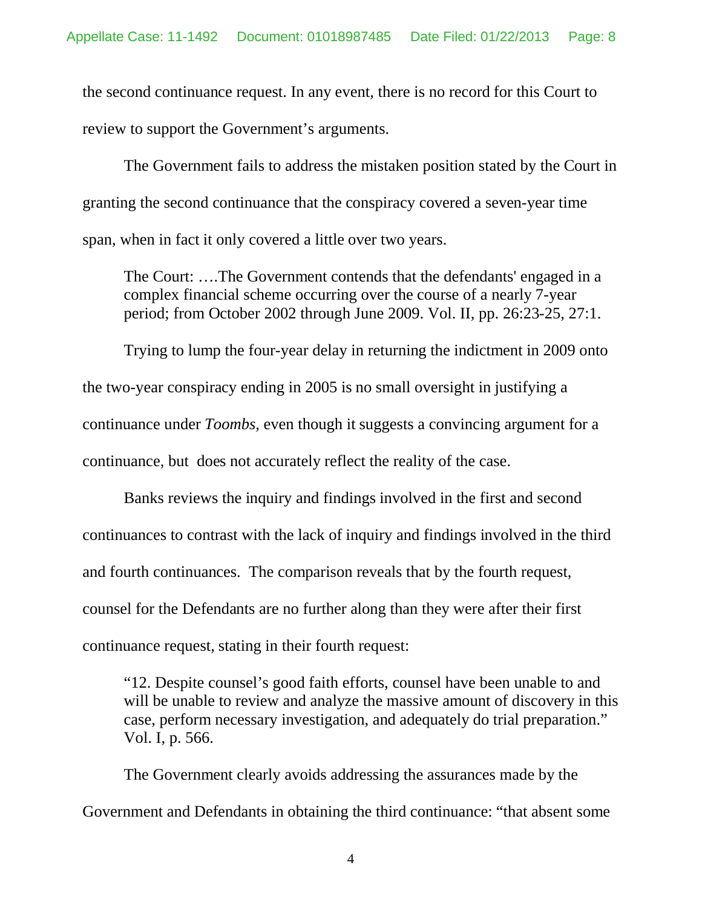the second continuance request. In any event, there is no record for this Court to review to support the Government's arguments.

The Government fails to address the mistaken position stated by the Court in granting the second continuance that the conspiracy covered a seven-year time span, when in fact it only covered a little over two years.

> The Court: ….The Government contends that the defendants' engaged in a complex financial scheme occurring over the course of a nearly 7-year period; from October 2002 through June 2009. Vol. II, pp. 26:23-25, 27:1.

Trying to lump the four-year delay in returning the indictment in 2009 onto the two-year conspiracy ending in 2005 is no small oversight in justifying a continuance under *Toombs,* even though it suggests a convincing argument for a continuance, but does not accurately reflect the reality of the case.

Banks reviews the inquiry and findings involved in the first and second continuances to contrast with the lack of inquiry and findings involved in the third and fourth continuances. The comparison reveals that by the fourth request, counsel for the Defendants are no further along than they were after their first continuance request, stating in their fourth request:

> "12. Despite counsel's good faith efforts, counsel have been unable to and will be unable to review and analyze the massive amount of discovery in this case, perform necessary investigation, and adequately do trial preparation." Vol. I, p. 566.

The Government clearly avoids addressing the assurances made by the Government and Defendants in obtaining the third continuance: "that absent some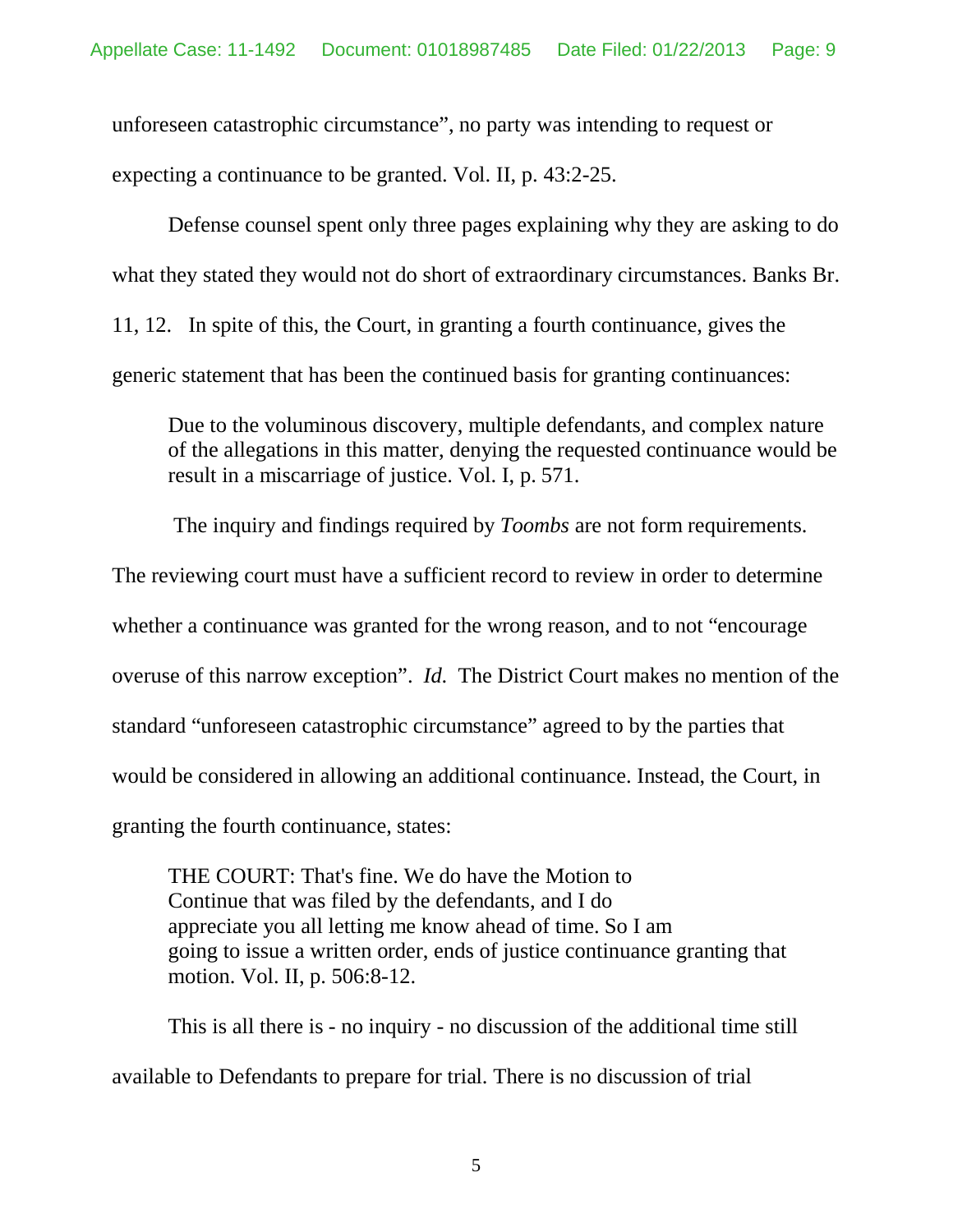unforeseen catastrophic circumstance", no party was intending to request or expecting a continuance to be granted. Vol. II, p. 43:2-25.

Defense counsel spent only three pages explaining why they are asking to do what they stated they would not do short of extraordinary circumstances. Banks Br. 11, 12. In spite of this, the Court, in granting a fourth continuance, gives the generic statement that has been the continued basis for granting continuances:

> Due to the voluminous discovery, multiple defendants, and complex nature of the allegations in this matter, denying the requested continuance would be result in a miscarriage of justice. Vol. I, p. 571.

The inquiry and findings required by *Toombs* are not form requirements. The reviewing court must have a sufficient record to review in order to determine whether a continuance was granted for the wrong reason, and to not "encourage overuse of this narrow exception". *Id.* The District Court makes no mention of the standard "unforeseen catastrophic circumstance" agreed to by the parties that would be considered in allowing an additional continuance. Instead, the Court, in granting the fourth continuance, states:

> THE COURT: That's fine. We do have the Motion to Continue that was filed by the defendants, and I do appreciate you all letting me know ahead of time. So I am going to issue a written order, ends of justice continuance granting that motion. Vol. II, p. 506:8-12.

This is all there is - no inquiry - no discussion of the additional time still available to Defendants to prepare for trial. There is no discussion of trial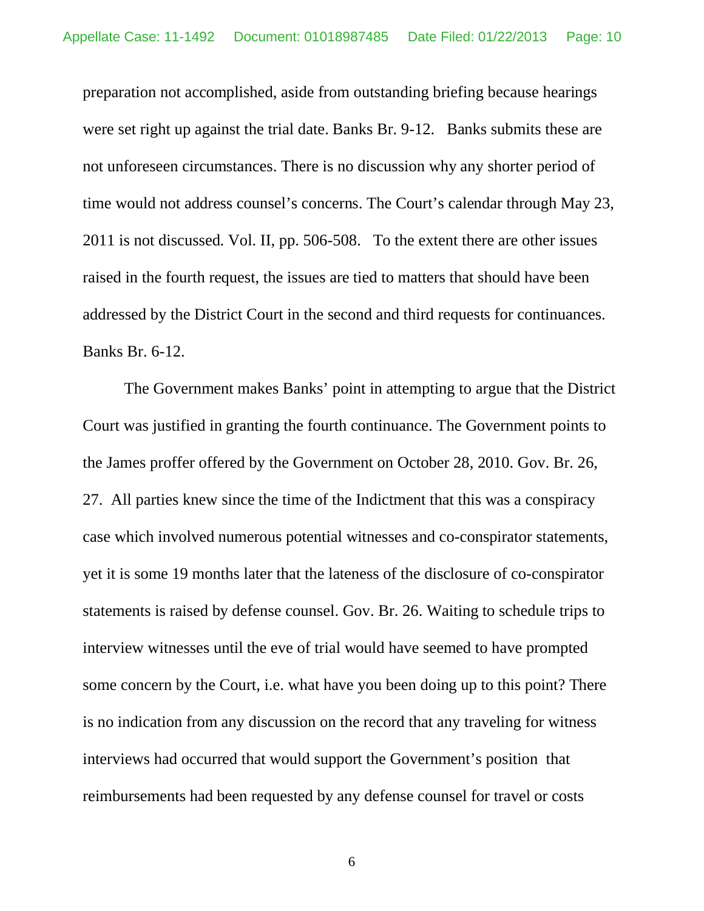preparation not accomplished, aside from outstanding briefing because hearings were set right up against the trial date. Banks Br. 9-12. Banks submits these are not unforeseen circumstances. There is no discussion why any shorter period of time would not address counsel's concerns. The Court's calendar through May 23, 2011 is not discussed. Vol. II, pp. 506-508. To the extent there are other issues raised in the fourth request, the issues are tied to matters that should have been addressed by the District Court in the second and third requests for continuances. Banks Br. 6-12.

The Government makes Banks' point in attempting to argue that the District Court was justified in granting the fourth continuance. The Government points to the James proffer offered by the Government on October 28, 2010. Gov. Br. 26, 27. All parties knew since the time of the Indictment that this was a conspiracy case which involved numerous potential witnesses and co-conspirator statements, yet it is some 19 months later that the lateness of the disclosure of co-conspirator statements is raised by defense counsel. Gov. Br. 26. Waiting to schedule trips to interview witnesses until the eve of trial would have seemed to have prompted some concern by the Court, i.e. what have you been doing up to this point? There is no indication from any discussion on the record that any traveling for witness interviews had occurred that would support the Government's position that reimbursements had been requested by any defense counsel for travel or costs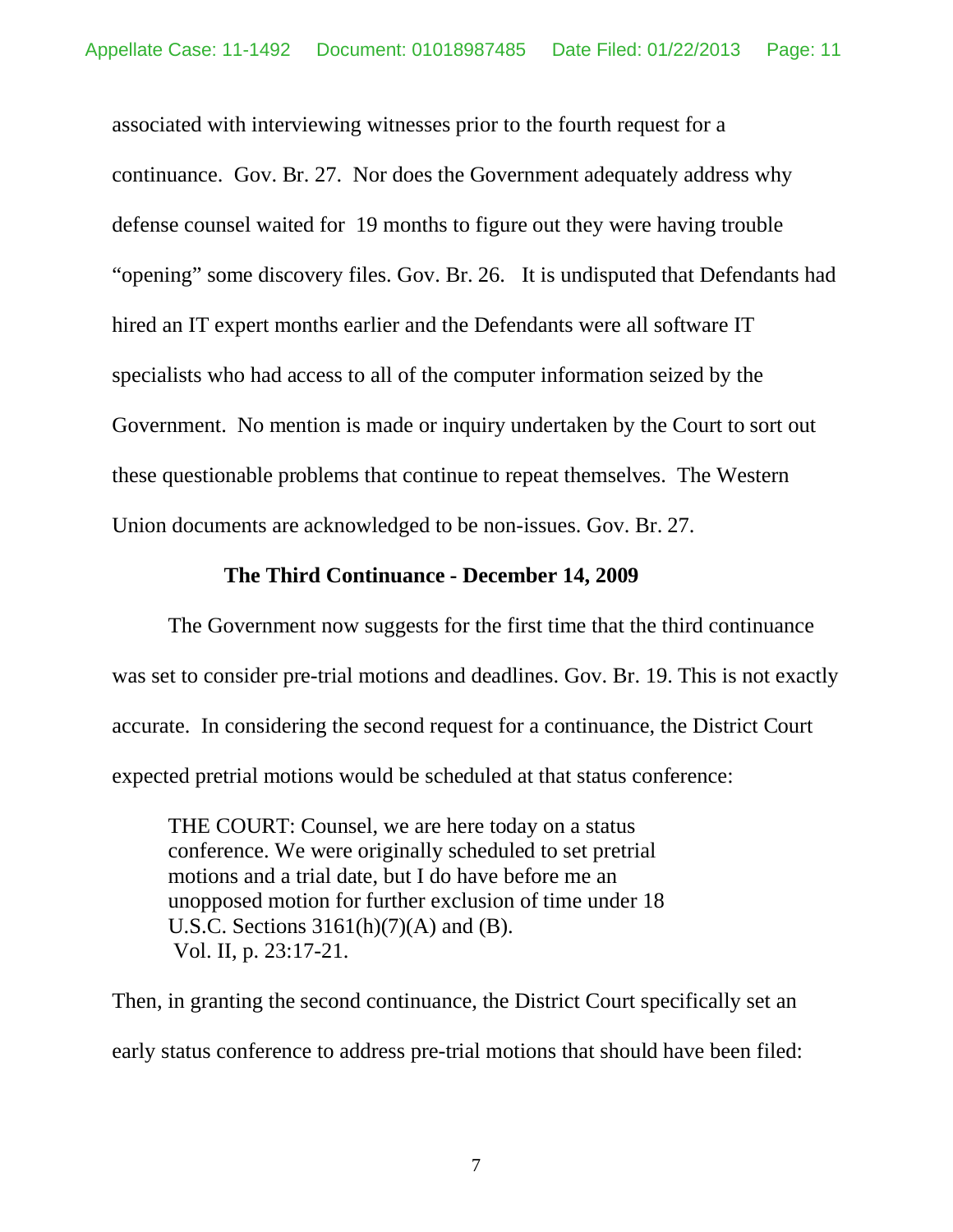associated with interviewing witnesses prior to the fourth request for a continuance. Gov. Br. 27. Nor does the Government adequately address why defense counsel waited for 19 months to figure out they were having trouble "opening" some discovery files. Gov. Br. 26. It is undisputed that Defendants had hired an IT expert months earlier and the Defendants were all software IT specialists who had access to all of the computer information seized by the Government. No mention is made or inquiry undertaken by the Court to sort out these questionable problems that continue to repeat themselves. The Western Union documents are acknowledged to be non-issues. Gov. Br. 27.

**The Third Continuance - December 14, 2009**

The Government now suggests for the first time that the third continuance was set to consider pre-trial motions and deadlines. Gov. Br. 19. This is not exactly accurate. In considering the second request for a continuance, the District Court expected pretrial motions would be scheduled at that status conference:

> THE COURT: Counsel, we are here today on a status conference. We were originally scheduled to set pretrial motions and a trial date, but I do have before me an unopposed motion for further exclusion of time under 18 U.S.C. Sections 3161(h)(7)(A) and (B).
> Vol. II, p. 23:17-21.

Then, in granting the second continuance, the District Court specifically set an early status conference to address pre-trial motions that should have been filed: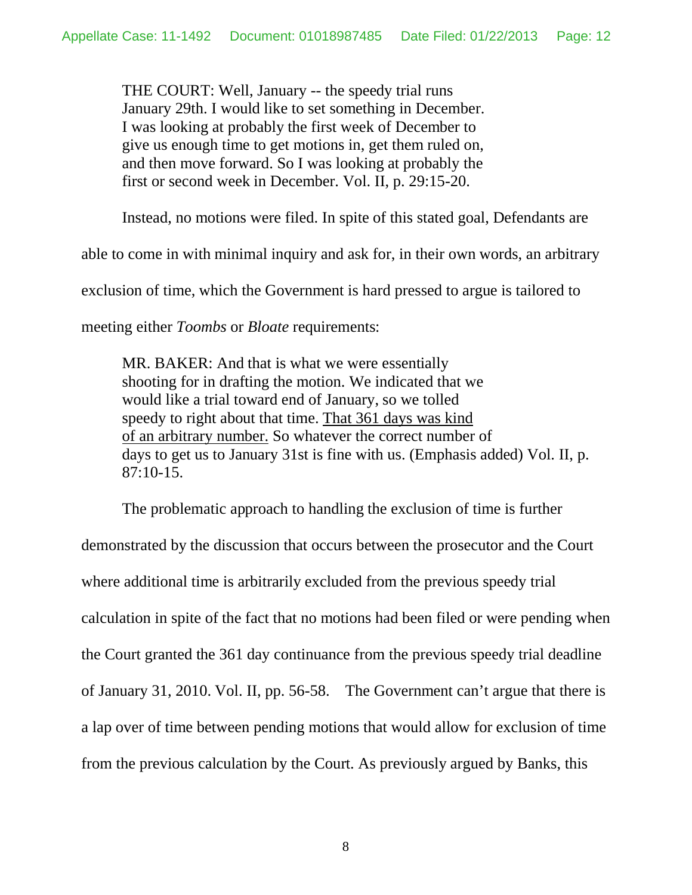> THE COURT: Well, January -- the speedy trial runs January 29th. I would like to set something in December. I was looking at probably the first week of December to give us enough time to get motions in, get them ruled on, and then move forward. So I was looking at probably the first or second week in December. Vol. II, p. 29:15-20.

Instead, no motions were filed. In spite of this stated goal, Defendants are able to come in with minimal inquiry and ask for, in their own words, an arbitrary exclusion of time, which the Government is hard pressed to argue is tailored to meeting either *Toombs* or *Bloate* requirements:

> MR. BAKER: And that is what we were essentially shooting for in drafting the motion. We indicated that we would like a trial toward end of January, so we tolled speedy to right about that time. <u>That 361 days was kind of an arbitrary number.</u> So whatever the correct number of days to get us to January 31st is fine with us. (Emphasis added) Vol. II, p. 87:10-15.

The problematic approach to handling the exclusion of time is further demonstrated by the discussion that occurs between the prosecutor and the Court where additional time is arbitrarily excluded from the previous speedy trial calculation in spite of the fact that no motions had been filed or were pending when the Court granted the 361 day continuance from the previous speedy trial deadline of January 31, 2010. Vol. II, pp. 56-58. The Government can't argue that there is a lap over of time between pending motions that would allow for exclusion of time from the previous calculation by the Court. As previously argued by Banks, this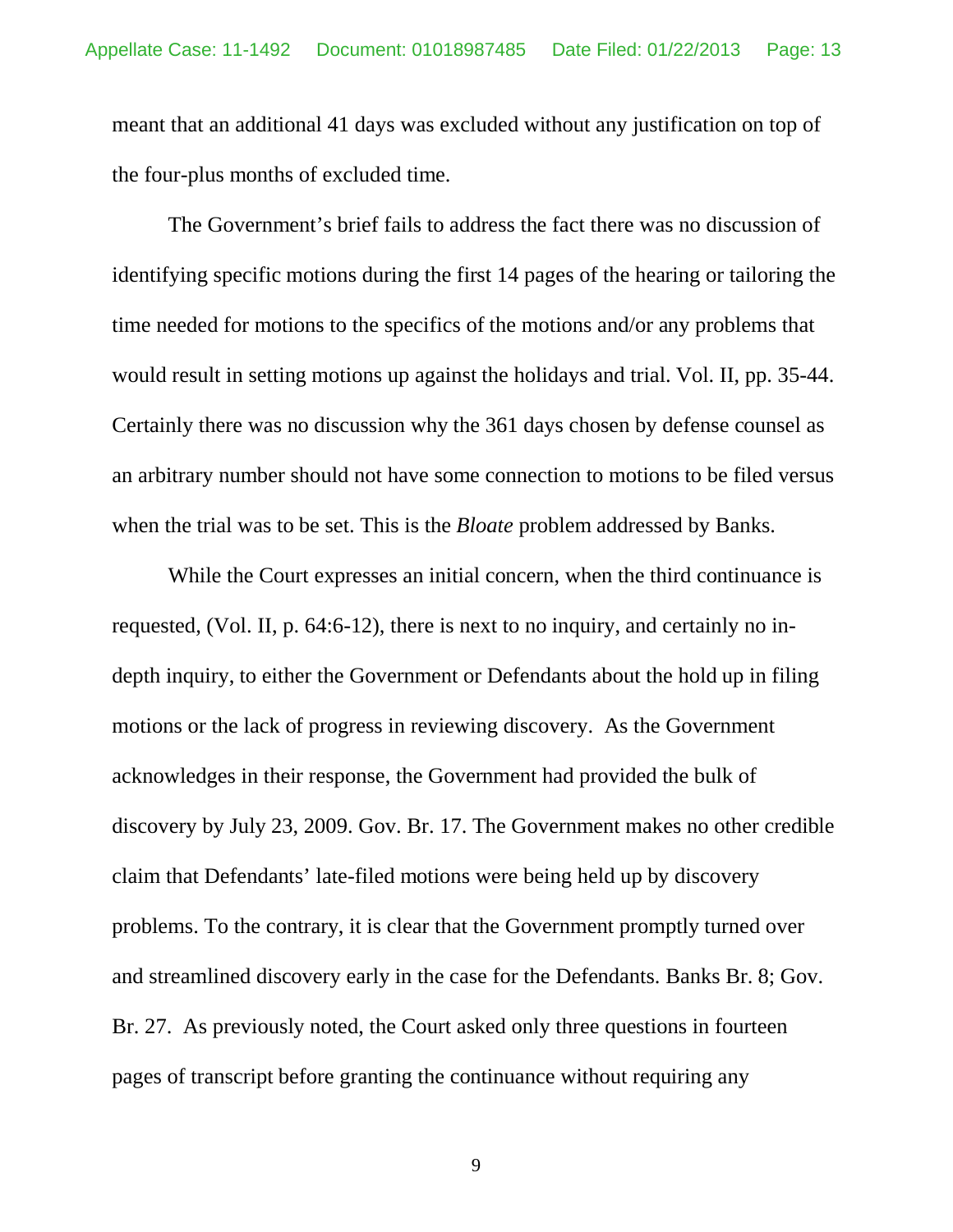meant that an additional 41 days was excluded without any justification on top of the four-plus months of excluded time.

The Government's brief fails to address the fact there was no discussion of identifying specific motions during the first 14 pages of the hearing or tailoring the time needed for motions to the specifics of the motions and/or any problems that would result in setting motions up against the holidays and trial. Vol. II, pp. 35-44. Certainly there was no discussion why the 361 days chosen by defense counsel as an arbitrary number should not have some connection to motions to be filed versus when the trial was to be set. This is the *Bloate* problem addressed by Banks.

While the Court expresses an initial concern, when the third continuance is requested, (Vol. II, p. 64:6-12), there is next to no inquiry, and certainly no in-depth inquiry, to either the Government or Defendants about the hold up in filing motions or the lack of progress in reviewing discovery. As the Government acknowledges in their response, the Government had provided the bulk of discovery by July 23, 2009. Gov. Br. 17. The Government makes no other credible claim that Defendants' late-filed motions were being held up by discovery problems. To the contrary, it is clear that the Government promptly turned over and streamlined discovery early in the case for the Defendants. Banks Br. 8; Gov. Br. 27. As previously noted, the Court asked only three questions in fourteen pages of transcript before granting the continuance without requiring any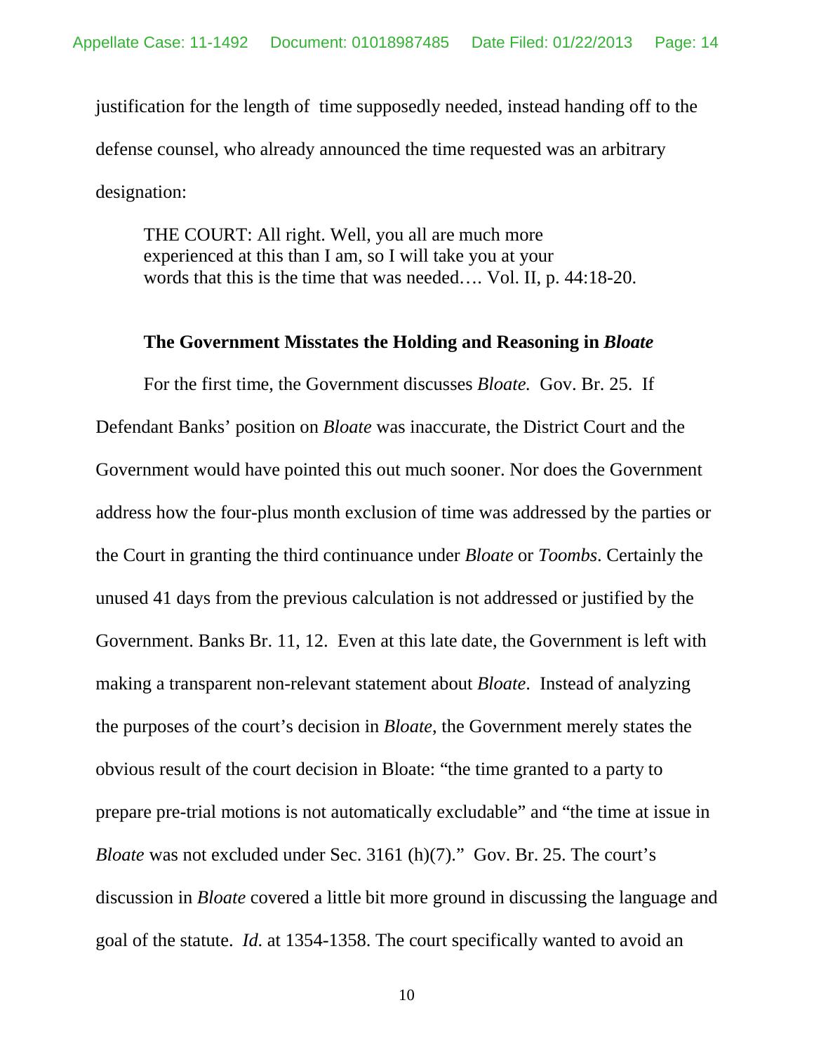justification for the length of time supposedly needed, instead handing off to the defense counsel, who already announced the time requested was an arbitrary designation:

> THE COURT: All right. Well, you all are much more experienced at this than I am, so I will take you at your words that this is the time that was needed…. Vol. II, p. 44:18-20.

**The Government Misstates the Holding and Reasoning in *Bloate***

For the first time, the Government discusses *Bloate.* Gov. Br. 25. If Defendant Banks' position on *Bloate* was inaccurate, the District Court and the Government would have pointed this out much sooner. Nor does the Government address how the four-plus month exclusion of time was addressed by the parties or the Court in granting the third continuance under *Bloate* or *Toombs*. Certainly the unused 41 days from the previous calculation is not addressed or justified by the Government. Banks Br. 11, 12. Even at this late date, the Government is left with making a transparent non-relevant statement about *Bloate*. Instead of analyzing the purposes of the court's decision in *Bloate*, the Government merely states the obvious result of the court decision in Bloate: "the time granted to a party to prepare pre-trial motions is not automatically excludable" and "the time at issue in *Bloate* was not excluded under Sec. 3161 (h)(7)." Gov. Br. 25. The court's discussion in *Bloate* covered a little bit more ground in discussing the language and goal of the statute. *Id.* at 1354-1358. The court specifically wanted to avoid an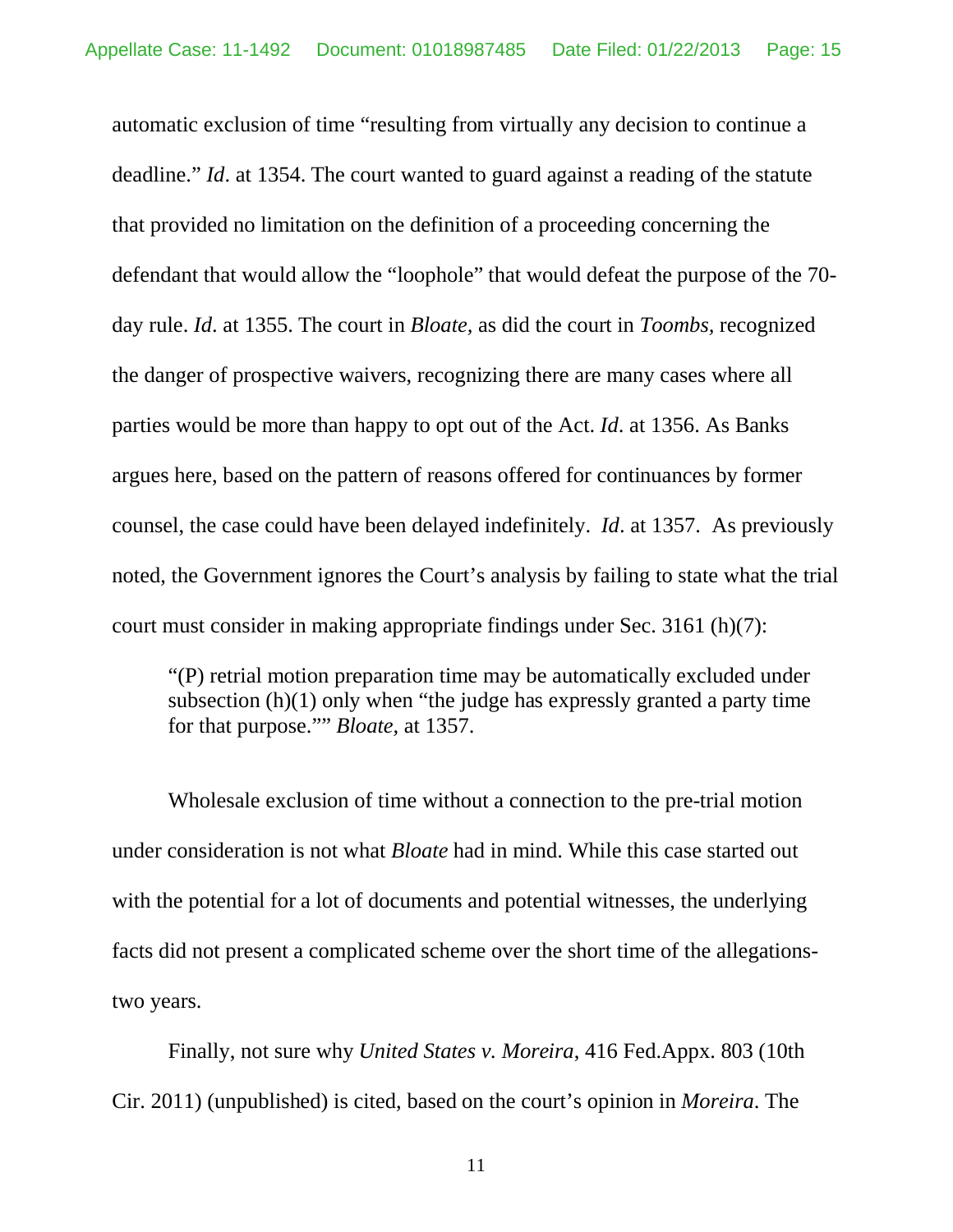automatic exclusion of time "resulting from virtually any decision to continue a deadline." *Id*. at 1354. The court wanted to guard against a reading of the statute that provided no limitation on the definition of a proceeding concerning the defendant that would allow the "loophole" that would defeat the purpose of the 70-day rule. *Id*. at 1355. The court in *Bloate,* as did the court in *Toombs,* recognized the danger of prospective waivers, recognizing there are many cases where all parties would be more than happy to opt out of the Act. *Id*. at 1356. As Banks argues here, based on the pattern of reasons offered for continuances by former counsel, the case could have been delayed indefinitely. *Id*. at 1357. As previously noted, the Government ignores the Court's analysis by failing to state what the trial court must consider in making appropriate findings under Sec. 3161 (h)(7):

> "(P) retrial motion preparation time may be automatically excluded under subsection (h)(1) only when "the judge has expressly granted a party time for that purpose."" *Bloate,* at 1357.

Wholesale exclusion of time without a connection to the pre-trial motion under consideration is not what *Bloate* had in mind. While this case started out with the potential for a lot of documents and potential witnesses, the underlying facts did not present a complicated scheme over the short time of the allegations- two years.

Finally, not sure why *United States v. Moreira*, 416 Fed.Appx. 803 (10th Cir. 2011) (unpublished) is cited, based on the court's opinion in *Moreira*. The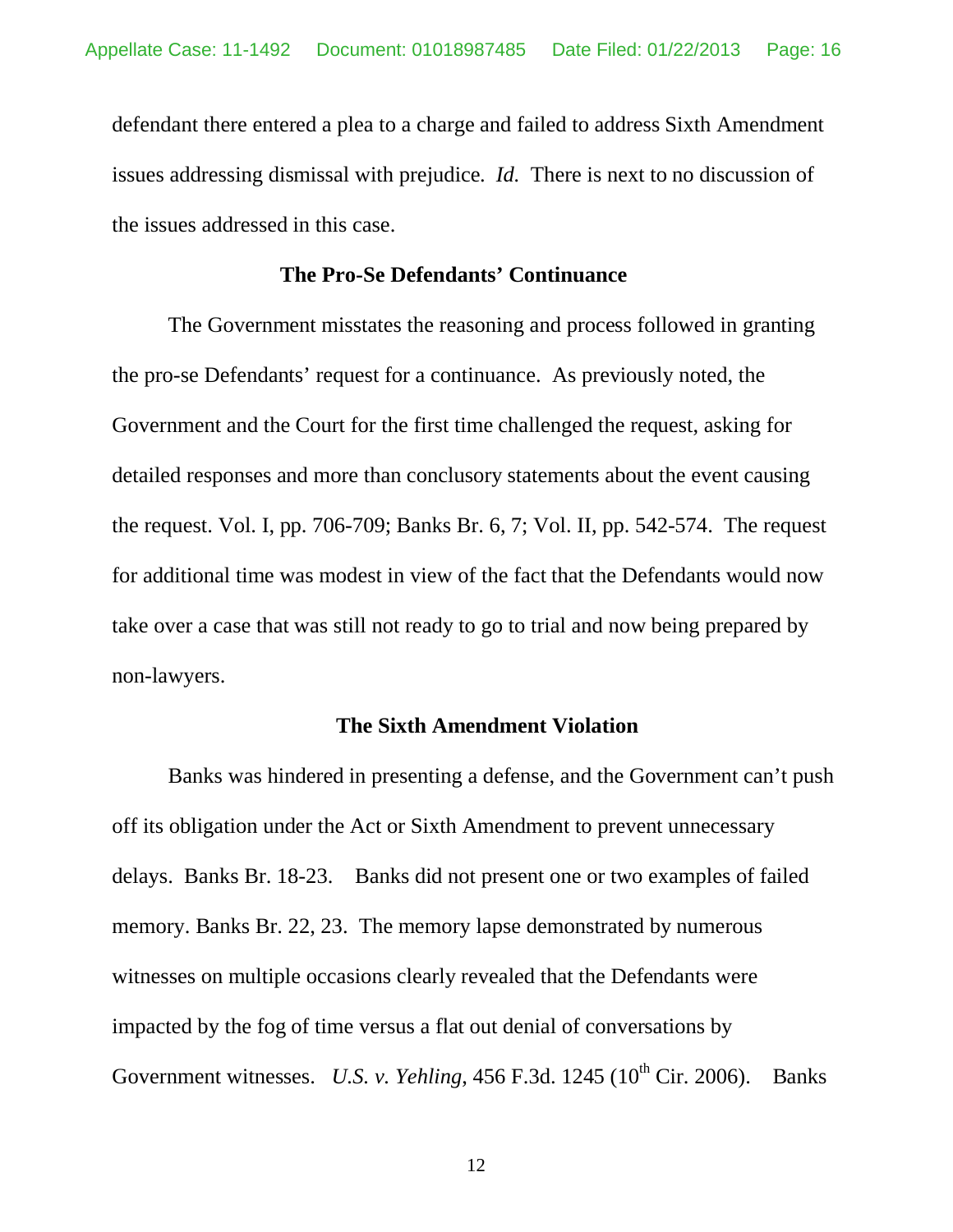defendant there entered a plea to a charge and failed to address Sixth Amendment issues addressing dismissal with prejudice. *Id.* There is next to no discussion of the issues addressed in this case.

## The Pro-Se Defendants' Continuance

The Government misstates the reasoning and process followed in granting the pro-se Defendants' request for a continuance. As previously noted, the Government and the Court for the first time challenged the request, asking for detailed responses and more than conclusory statements about the event causing the request. Vol. I, pp. 706-709; Banks Br. 6, 7; Vol. II, pp. 542-574. The request for additional time was modest in view of the fact that the Defendants would now take over a case that was still not ready to go to trial and now being prepared by non-lawyers.

## The Sixth Amendment Violation

Banks was hindered in presenting a defense, and the Government can't push off its obligation under the Act or Sixth Amendment to prevent unnecessary delays. Banks Br. 18-23. Banks did not present one or two examples of failed memory. Banks Br. 22, 23. The memory lapse demonstrated by numerous witnesses on multiple occasions clearly revealed that the Defendants were impacted by the fog of time versus a flat out denial of conversations by Government witnesses. *U.S. v. Yehling*, 456 F.3d. 1245 (10th Cir. 2006). Banks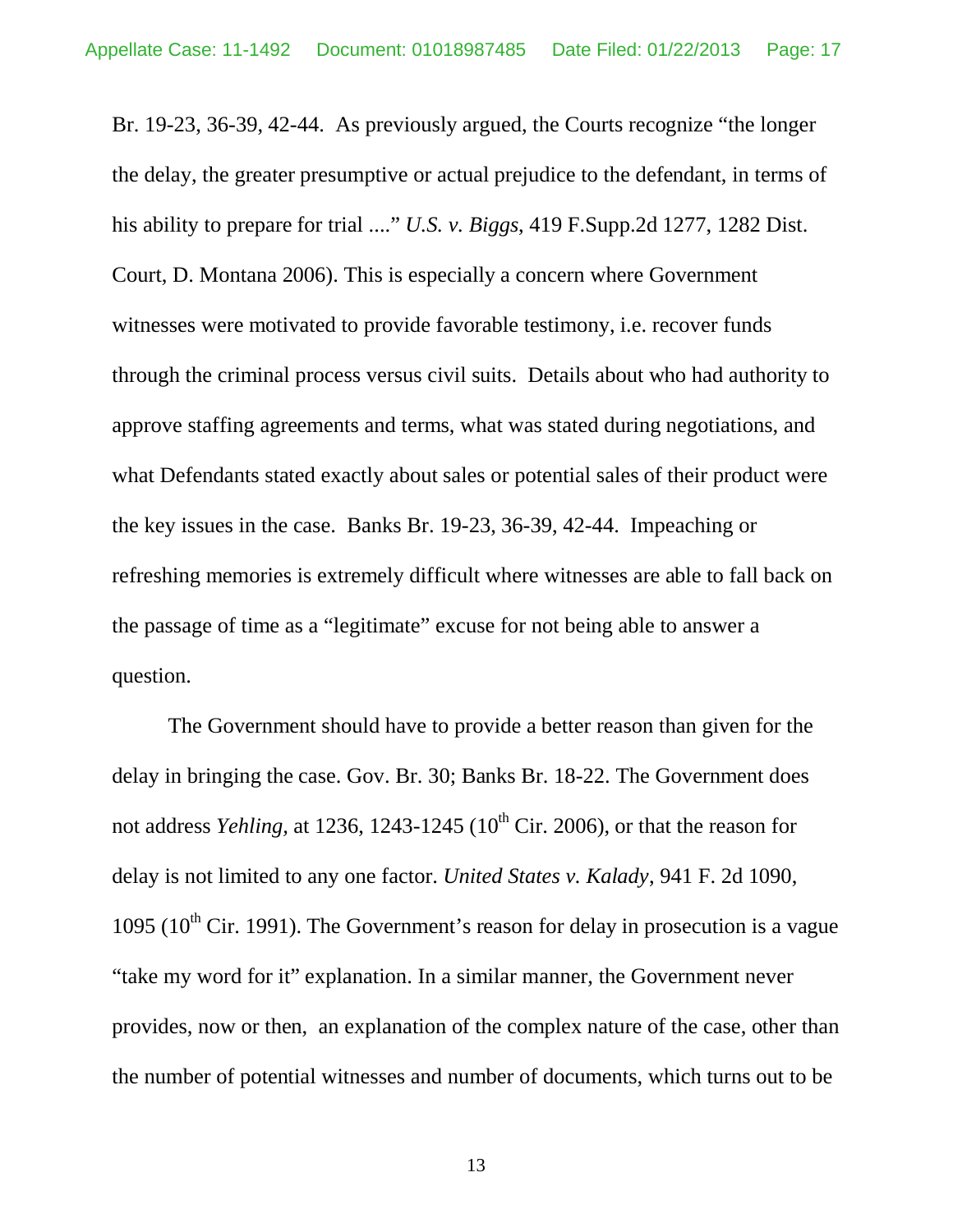Br. 19-23, 36-39, 42-44. As previously argued, the Courts recognize "the longer the delay, the greater presumptive or actual prejudice to the defendant, in terms of his ability to prepare for trial ...." *U.S. v. Biggs*, 419 F.Supp.2d 1277, 1282 Dist. Court, D. Montana 2006). This is especially a concern where Government witnesses were motivated to provide favorable testimony, i.e. recover funds through the criminal process versus civil suits. Details about who had authority to approve staffing agreements and terms, what was stated during negotiations, and what Defendants stated exactly about sales or potential sales of their product were the key issues in the case. Banks Br. 19-23, 36-39, 42-44. Impeaching or refreshing memories is extremely difficult where witnesses are able to fall back on the passage of time as a "legitimate" excuse for not being able to answer a question.

The Government should have to provide a better reason than given for the delay in bringing the case. Gov. Br. 30; Banks Br. 18-22. The Government does not address *Yehling*, at 1236, 1243-1245 (10th Cir. 2006), or that the reason for delay is not limited to any one factor. *United States v. Kalady*, 941 F. 2d 1090, 1095 (10th Cir. 1991). The Government's reason for delay in prosecution is a vague "take my word for it" explanation. In a similar manner, the Government never provides, now or then, an explanation of the complex nature of the case, other than the number of potential witnesses and number of documents, which turns out to be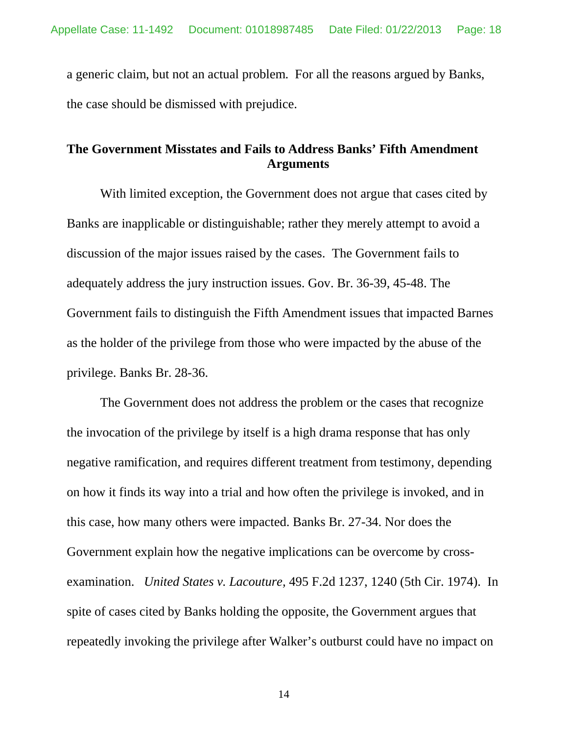a generic claim, but not an actual problem. For all the reasons argued by Banks, the case should be dismissed with prejudice.

## The Government Misstates and Fails to Address Banks' Fifth Amendment Arguments

With limited exception, the Government does not argue that cases cited by Banks are inapplicable or distinguishable; rather they merely attempt to avoid a discussion of the major issues raised by the cases. The Government fails to adequately address the jury instruction issues. Gov. Br. 36-39, 45-48. The Government fails to distinguish the Fifth Amendment issues that impacted Barnes as the holder of the privilege from those who were impacted by the abuse of the privilege. Banks Br. 28-36.

The Government does not address the problem or the cases that recognize the invocation of the privilege by itself is a high drama response that has only negative ramification, and requires different treatment from testimony, depending on how it finds its way into a trial and how often the privilege is invoked, and in this case, how many others were impacted. Banks Br. 27-34. Nor does the Government explain how the negative implications can be overcome by cross-examination. *United States v. Lacouture,* 495 F.2d 1237, 1240 (5th Cir. 1974). In spite of cases cited by Banks holding the opposite, the Government argues that repeatedly invoking the privilege after Walker's outburst could have no impact on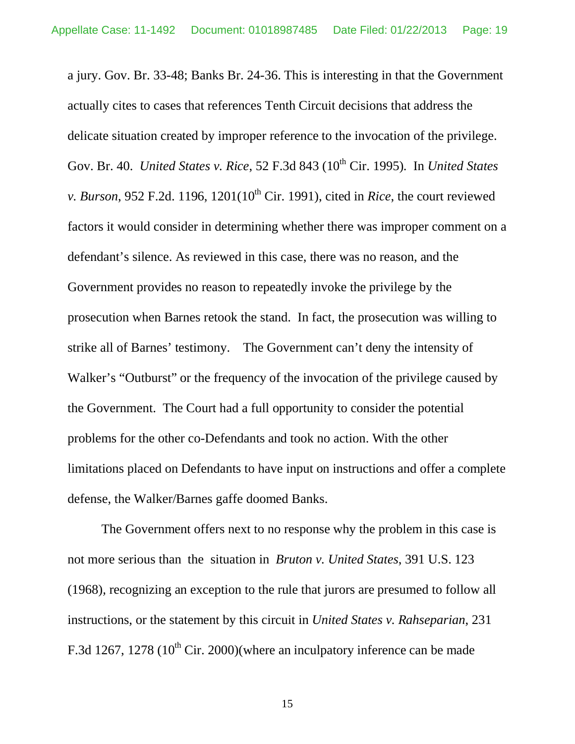a jury. Gov. Br. 33-48; Banks Br. 24-36. This is interesting in that the Government actually cites to cases that references Tenth Circuit decisions that address the delicate situation created by improper reference to the invocation of the privilege. Gov. Br. 40. *United States v. Rice*, 52 F.3d 843 (10th Cir. 1995). In *United States v. Burson*, 952 F.2d. 1196, 1201(10th Cir. 1991), cited in *Rice*, the court reviewed factors it would consider in determining whether there was improper comment on a defendant's silence. As reviewed in this case, there was no reason, and the Government provides no reason to repeatedly invoke the privilege by the prosecution when Barnes retook the stand. In fact, the prosecution was willing to strike all of Barnes' testimony. The Government can't deny the intensity of Walker's "Outburst" or the frequency of the invocation of the privilege caused by the Government. The Court had a full opportunity to consider the potential problems for the other co-Defendants and took no action. With the other limitations placed on Defendants to have input on instructions and offer a complete defense, the Walker/Barnes gaffe doomed Banks.

The Government offers next to no response why the problem in this case is not more serious than the situation in *Bruton v. United States*, 391 U.S. 123 (1968), recognizing an exception to the rule that jurors are presumed to follow all instructions, or the statement by this circuit in *United States v. Rahseparian*, 231 F.3d 1267, 1278 (10th Cir. 2000)(where an inculpatory inference can be made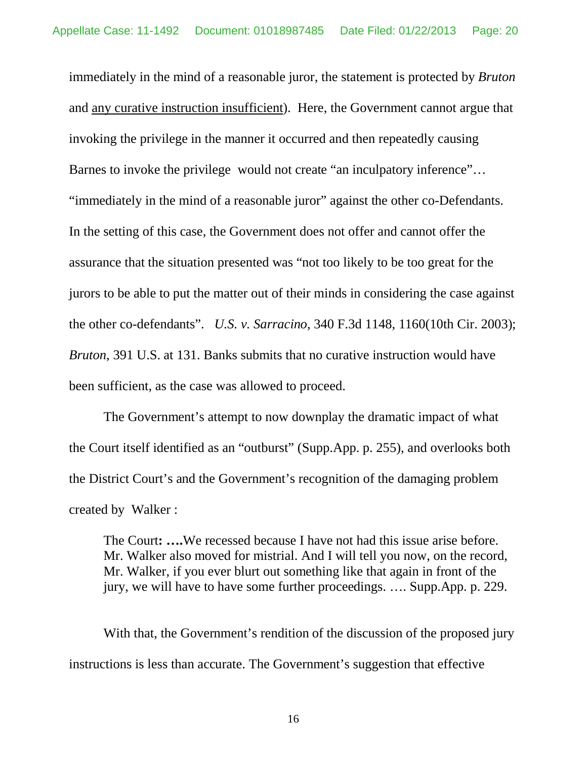immediately in the mind of a reasonable juror, the statement is protected by *Bruton* and <u>any curative instruction insufficient</u>). Here, the Government cannot argue that invoking the privilege in the manner it occurred and then repeatedly causing Barnes to invoke the privilege would not create "an inculpatory inference"… "immediately in the mind of a reasonable juror" against the other co-Defendants. In the setting of this case, the Government does not offer and cannot offer the assurance that the situation presented was "not too likely to be too great for the jurors to be able to put the matter out of their minds in considering the case against the other co-defendants". *U.S. v. Sarracino*, 340 F.3d 1148, 1160(10th Cir. 2003); *Bruton*, 391 U.S. at 131. Banks submits that no curative instruction would have been sufficient, as the case was allowed to proceed.

The Government's attempt to now downplay the dramatic impact of what the Court itself identified as an "outburst" (Supp.App. p. 255), and overlooks both the District Court's and the Government's recognition of the damaging problem created by Walker :

> The Court**: ….**We recessed because I have not had this issue arise before. Mr. Walker also moved for mistrial. And I will tell you now, on the record, Mr. Walker, if you ever blurt out something like that again in front of the jury, we will have to have some further proceedings. …. Supp.App. p. 229.

With that, the Government's rendition of the discussion of the proposed jury instructions is less than accurate. The Government's suggestion that effective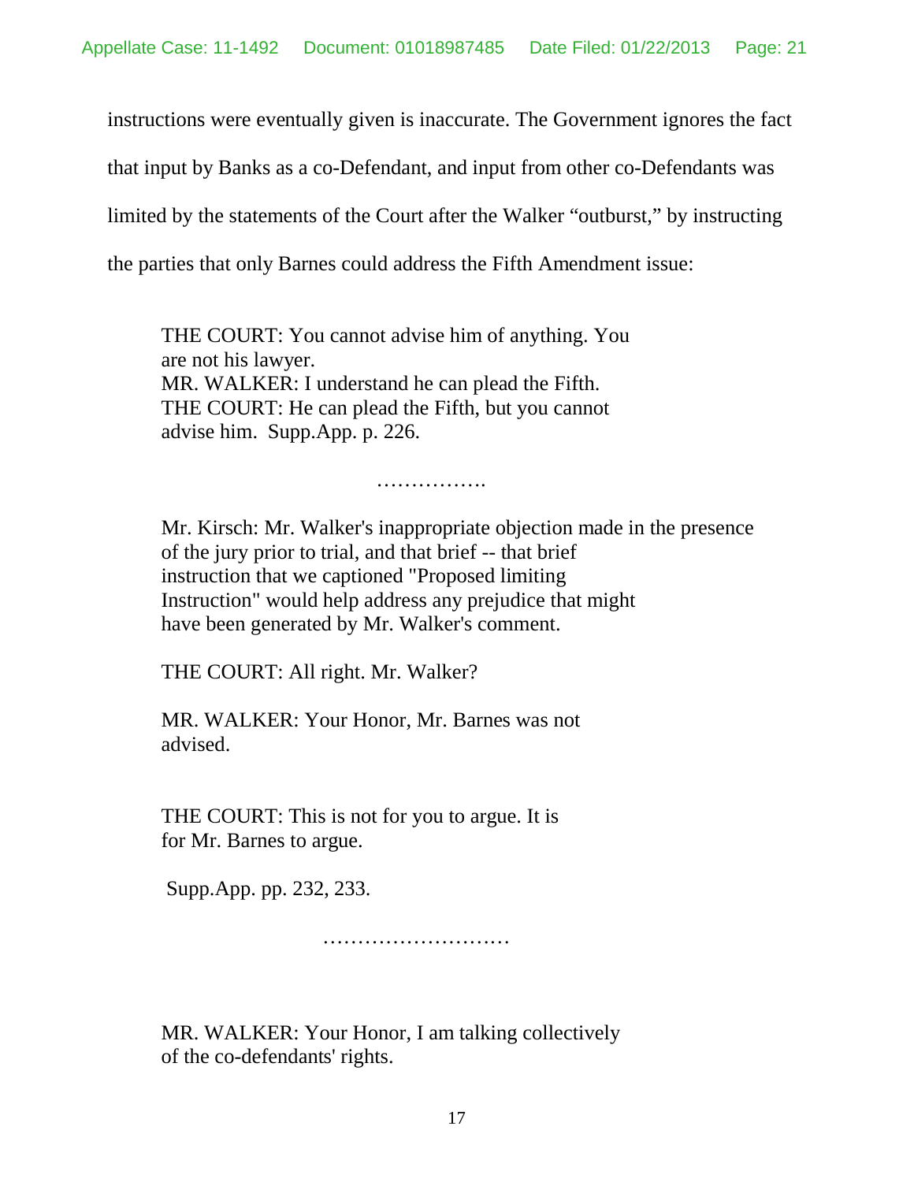instructions were eventually given is inaccurate. The Government ignores the fact that input by Banks as a co-Defendant, and input from other co-Defendants was limited by the statements of the Court after the Walker "outburst," by instructing the parties that only Barnes could address the Fifth Amendment issue:

> THE COURT: You cannot advise him of anything. You are not his lawyer.
> MR. WALKER: I understand he can plead the Fifth.
> THE COURT: He can plead the Fifth, but you cannot advise him. Supp.App. p. 226.
>
> …………….
>
> Mr. Kirsch: Mr. Walker's inappropriate objection made in the presence of the jury prior to trial, and that brief -- that brief instruction that we captioned "Proposed limiting Instruction" would help address any prejudice that might have been generated by Mr. Walker's comment.
>
> THE COURT: All right. Mr. Walker?
>
> MR. WALKER: Your Honor, Mr. Barnes was not advised.
>
> THE COURT: This is not for you to argue. It is for Mr. Barnes to argue.
>
> Supp.App. pp. 232, 233.
>
> ………………………
>
> MR. WALKER: Your Honor, I am talking collectively of the co-defendants' rights.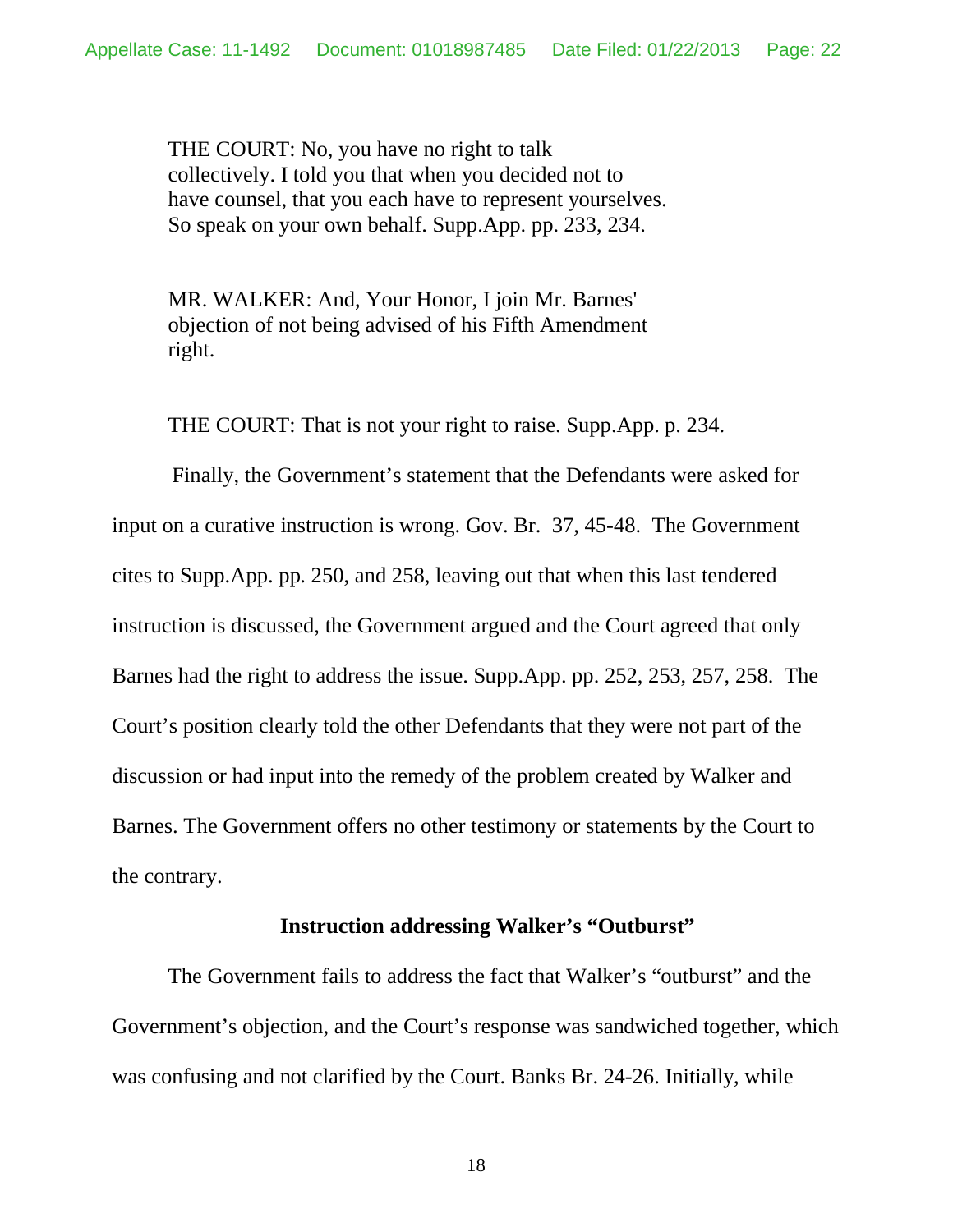> THE COURT: No, you have no right to talk collectively. I told you that when you decided not to have counsel, that you each have to represent yourselves. So speak on your own behalf. Supp.App. pp. 233, 234.

> MR. WALKER: And, Your Honor, I join Mr. Barnes' objection of not being advised of his Fifth Amendment right.

> THE COURT: That is not your right to raise. Supp.App. p. 234.

Finally, the Government's statement that the Defendants were asked for input on a curative instruction is wrong. Gov. Br. 37, 45-48. The Government cites to Supp.App. pp. 250, and 258, leaving out that when this last tendered instruction is discussed, the Government argued and the Court agreed that only Barnes had the right to address the issue. Supp.App. pp. 252, 253, 257, 258. The Court's position clearly told the other Defendants that they were not part of the discussion or had input into the remedy of the problem created by Walker and Barnes. The Government offers no other testimony or statements by the Court to the contrary.

**Instruction addressing Walker's "Outburst"**

The Government fails to address the fact that Walker's "outburst" and the Government's objection, and the Court's response was sandwiched together, which was confusing and not clarified by the Court. Banks Br. 24-26. Initially, while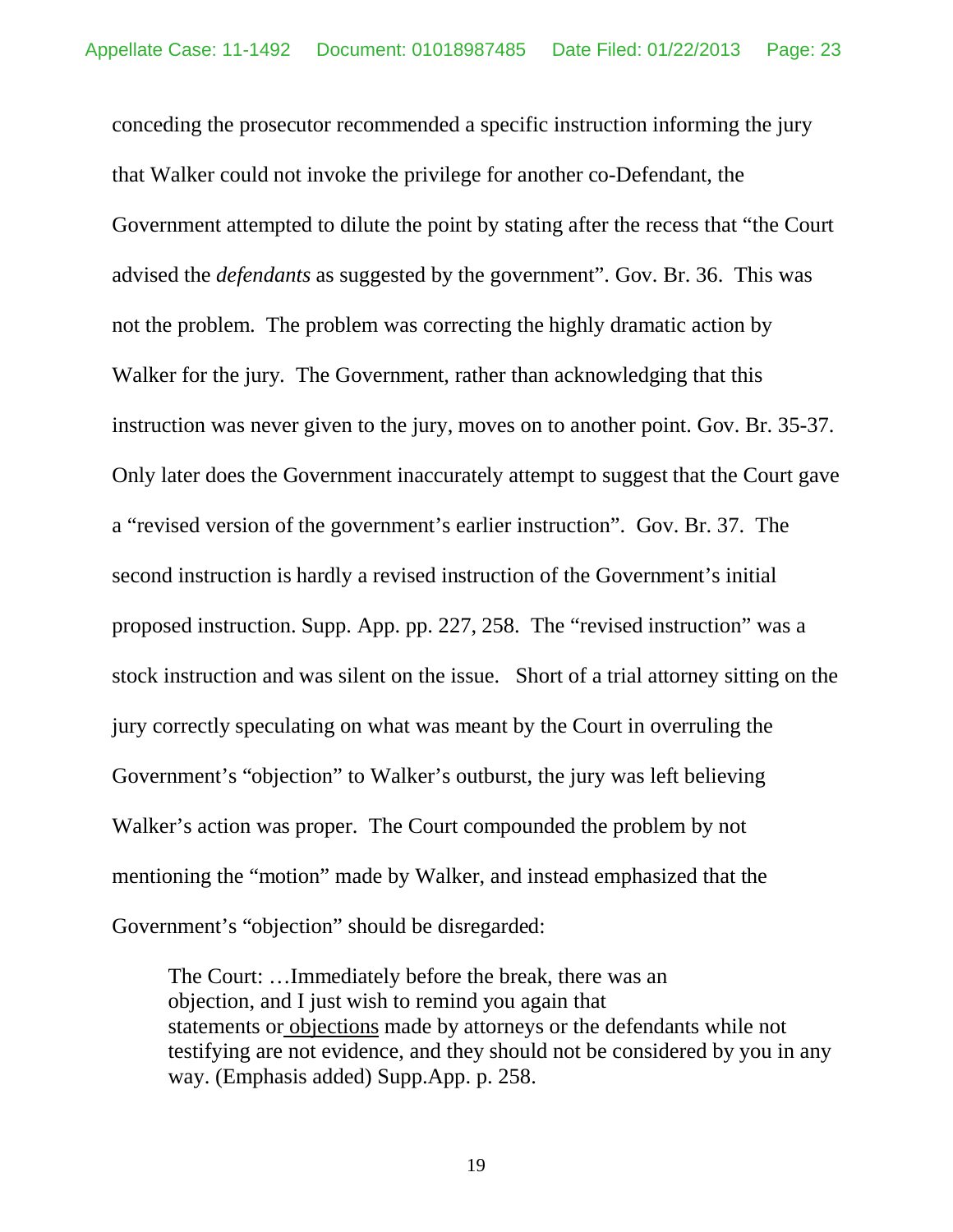conceding the prosecutor recommended a specific instruction informing the jury that Walker could not invoke the privilege for another co-Defendant, the Government attempted to dilute the point by stating after the recess that "the Court advised the *defendants* as suggested by the government". Gov. Br. 36. This was not the problem. The problem was correcting the highly dramatic action by Walker for the jury. The Government, rather than acknowledging that this instruction was never given to the jury, moves on to another point. Gov. Br. 35-37. Only later does the Government inaccurately attempt to suggest that the Court gave a "revised version of the government's earlier instruction". Gov. Br. 37. The second instruction is hardly a revised instruction of the Government's initial proposed instruction. Supp. App. pp. 227, 258. The "revised instruction" was a stock instruction and was silent on the issue. Short of a trial attorney sitting on the jury correctly speculating on what was meant by the Court in overruling the Government's "objection" to Walker's outburst, the jury was left believing Walker's action was proper. The Court compounded the problem by not mentioning the "motion" made by Walker, and instead emphasized that the Government's "objection" should be disregarded:

> The Court: …Immediately before the break, there was an objection, and I just wish to remind you again that statements or <u>objections</u> made by attorneys or the defendants while not testifying are not evidence, and they should not be considered by you in any way. (Emphasis added) Supp.App. p. 258.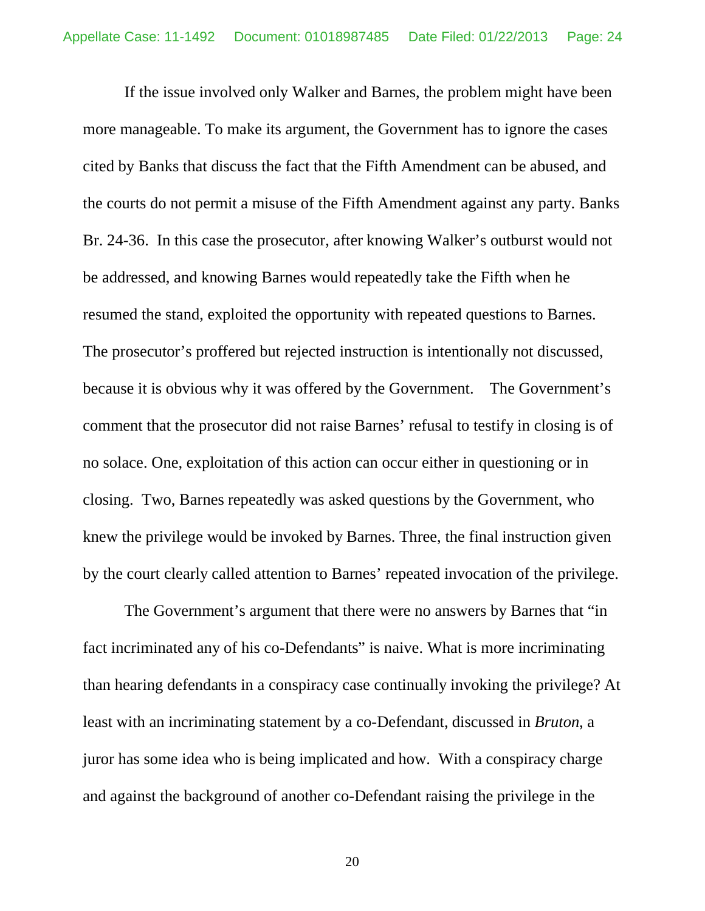If the issue involved only Walker and Barnes, the problem might have been more manageable. To make its argument, the Government has to ignore the cases cited by Banks that discuss the fact that the Fifth Amendment can be abused, and the courts do not permit a misuse of the Fifth Amendment against any party. Banks Br. 24-36. In this case the prosecutor, after knowing Walker's outburst would not be addressed, and knowing Barnes would repeatedly take the Fifth when he resumed the stand, exploited the opportunity with repeated questions to Barnes. The prosecutor's proffered but rejected instruction is intentionally not discussed, because it is obvious why it was offered by the Government. The Government's comment that the prosecutor did not raise Barnes' refusal to testify in closing is of no solace. One, exploitation of this action can occur either in questioning or in closing. Two, Barnes repeatedly was asked questions by the Government, who knew the privilege would be invoked by Barnes. Three, the final instruction given by the court clearly called attention to Barnes' repeated invocation of the privilege.

The Government's argument that there were no answers by Barnes that "in fact incriminated any of his co-Defendants" is naive. What is more incriminating than hearing defendants in a conspiracy case continually invoking the privilege? At least with an incriminating statement by a co-Defendant, discussed in *Bruton*, a juror has some idea who is being implicated and how. With a conspiracy charge and against the background of another co-Defendant raising the privilege in the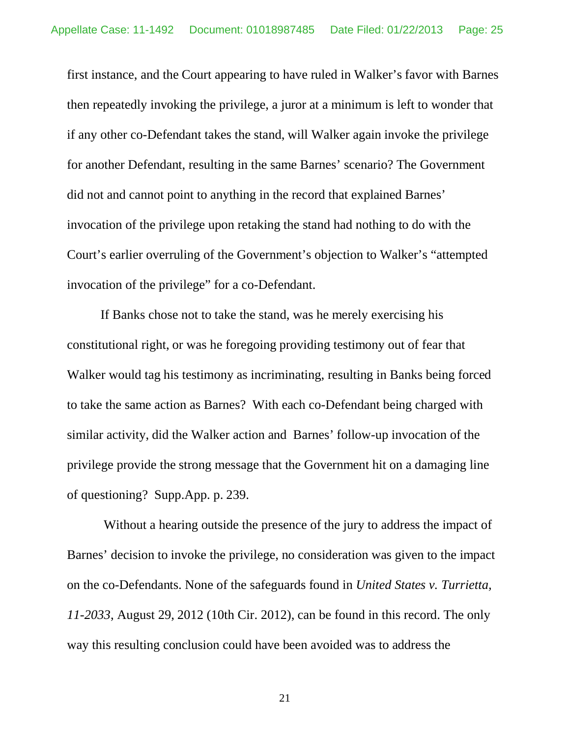first instance, and the Court appearing to have ruled in Walker's favor with Barnes then repeatedly invoking the privilege, a juror at a minimum is left to wonder that if any other co-Defendant takes the stand, will Walker again invoke the privilege for another Defendant, resulting in the same Barnes' scenario? The Government did not and cannot point to anything in the record that explained Barnes' invocation of the privilege upon retaking the stand had nothing to do with the Court's earlier overruling of the Government's objection to Walker's "attempted invocation of the privilege" for a co-Defendant.

If Banks chose not to take the stand, was he merely exercising his constitutional right, or was he foregoing providing testimony out of fear that Walker would tag his testimony as incriminating, resulting in Banks being forced to take the same action as Barnes? With each co-Defendant being charged with similar activity, did the Walker action and Barnes' follow-up invocation of the privilege provide the strong message that the Government hit on a damaging line of questioning? Supp.App. p. 239.

Without a hearing outside the presence of the jury to address the impact of Barnes' decision to invoke the privilege, no consideration was given to the impact on the co-Defendants. None of the safeguards found in *United States v. Turrietta, 11-2033*, August 29, 2012 (10th Cir. 2012), can be found in this record. The only way this resulting conclusion could have been avoided was to address the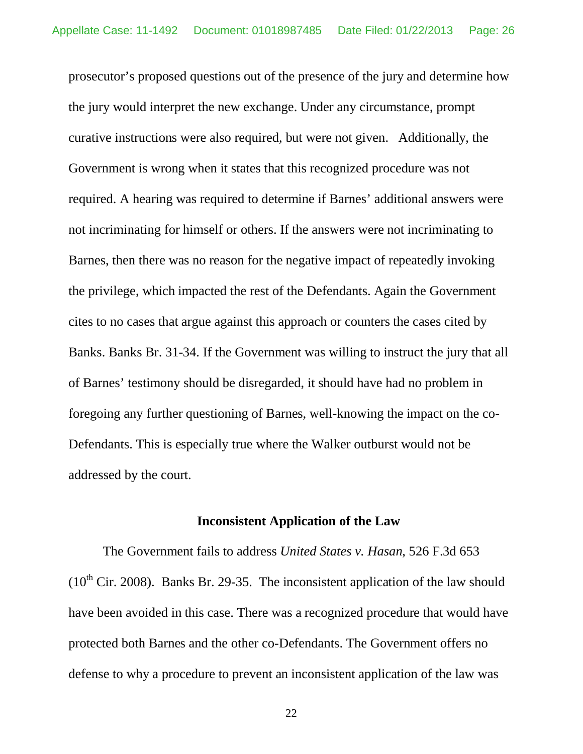prosecutor's proposed questions out of the presence of the jury and determine how the jury would interpret the new exchange. Under any circumstance, prompt curative instructions were also required, but were not given. Additionally, the Government is wrong when it states that this recognized procedure was not required. A hearing was required to determine if Barnes' additional answers were not incriminating for himself or others. If the answers were not incriminating to Barnes, then there was no reason for the negative impact of repeatedly invoking the privilege, which impacted the rest of the Defendants. Again the Government cites to no cases that argue against this approach or counters the cases cited by Banks. Banks Br. 31-34. If the Government was willing to instruct the jury that all of Barnes' testimony should be disregarded, it should have had no problem in foregoing any further questioning of Barnes, well-knowing the impact on the co-Defendants. This is especially true where the Walker outburst would not be addressed by the court.

### Inconsistent Application of the Law

The Government fails to address *United States v. Hasan*, 526 F.3d 653 (10th Cir. 2008). Banks Br. 29-35. The inconsistent application of the law should have been avoided in this case. There was a recognized procedure that would have protected both Barnes and the other co-Defendants. The Government offers no defense to why a procedure to prevent an inconsistent application of the law was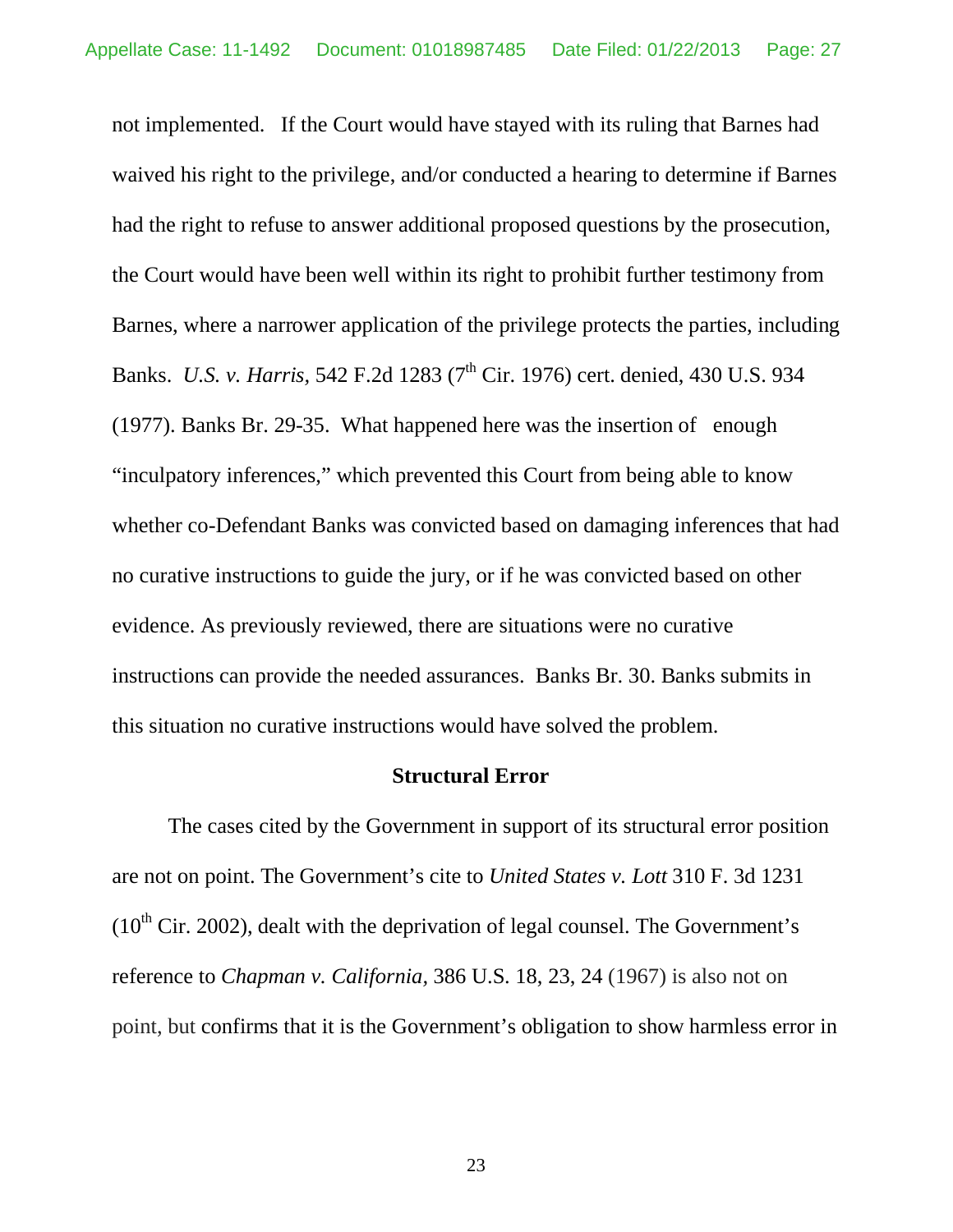not implemented. If the Court would have stayed with its ruling that Barnes had waived his right to the privilege, and/or conducted a hearing to determine if Barnes had the right to refuse to answer additional proposed questions by the prosecution, the Court would have been well within its right to prohibit further testimony from Barnes, where a narrower application of the privilege protects the parties, including Banks. *U.S. v. Harris,* 542 F.2d 1283 (7th Cir. 1976) cert. denied, 430 U.S. 934 (1977). Banks Br. 29-35. What happened here was the insertion of enough "inculpatory inferences," which prevented this Court from being able to know whether co-Defendant Banks was convicted based on damaging inferences that had no curative instructions to guide the jury, or if he was convicted based on other evidence. As previously reviewed, there are situations were no curative instructions can provide the needed assurances. Banks Br. 30. Banks submits in this situation no curative instructions would have solved the problem.

**Structural Error**

The cases cited by the Government in support of its structural error position are not on point. The Government's cite to *United States v. Lott* 310 F. 3d 1231 (10th Cir. 2002), dealt with the deprivation of legal counsel. The Government's reference to *Chapman v. California,* 386 U.S. 18, 23, 24 (1967) is also not on point, but confirms that it is the Government's obligation to show harmless error in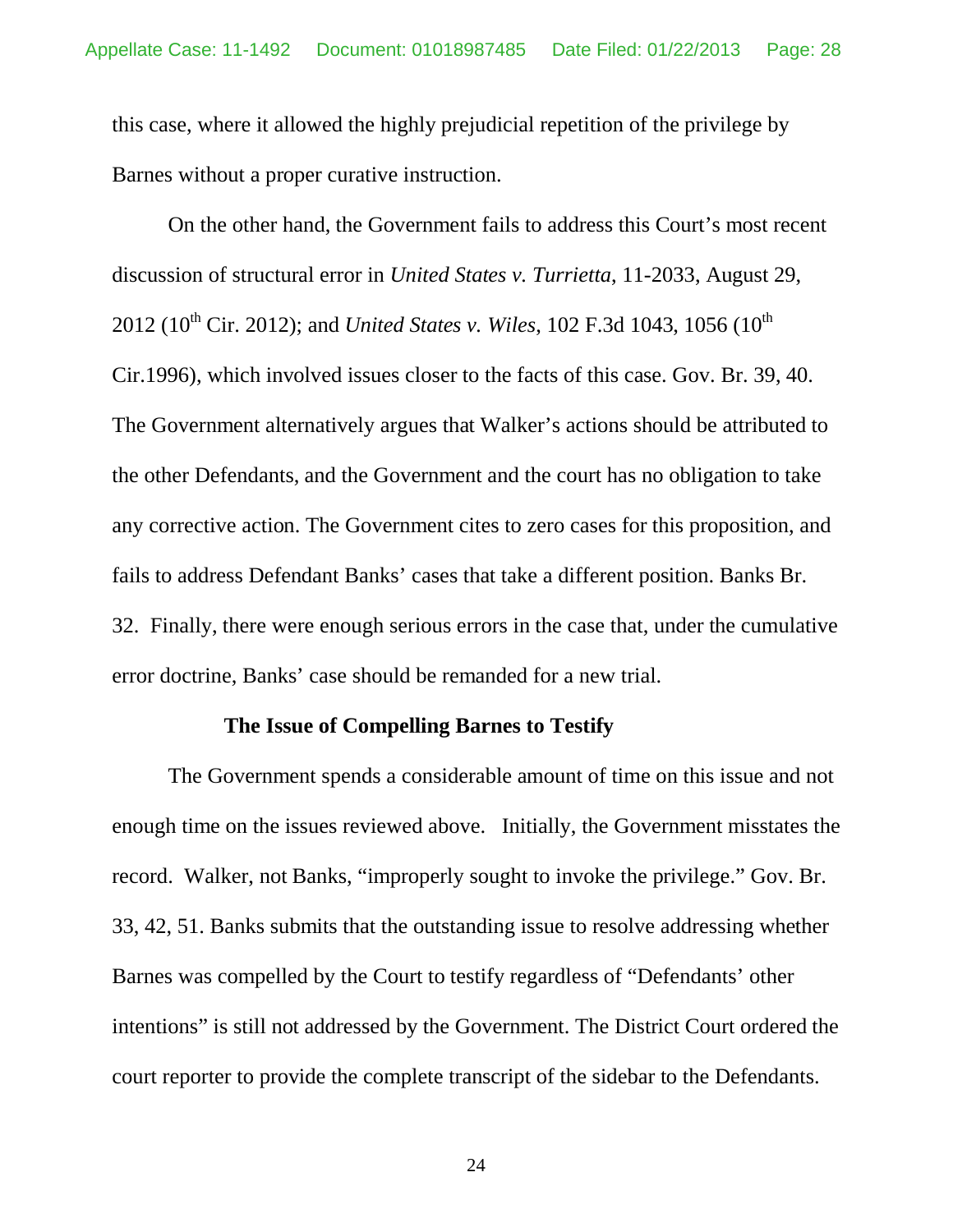this case, where it allowed the highly prejudicial repetition of the privilege by Barnes without a proper curative instruction.

On the other hand, the Government fails to address this Court's most recent discussion of structural error in *United States v. Turrietta*, 11-2033, August 29, 2012 (10th Cir. 2012); and *United States v. Wiles*, 102 F.3d 1043, 1056 (10th Cir.1996), which involved issues closer to the facts of this case. Gov. Br. 39, 40. The Government alternatively argues that Walker's actions should be attributed to the other Defendants, and the Government and the court has no obligation to take any corrective action. The Government cites to zero cases for this proposition, and fails to address Defendant Banks' cases that take a different position. Banks Br. 32. Finally, there were enough serious errors in the case that, under the cumulative error doctrine, Banks' case should be remanded for a new trial.

**The Issue of Compelling Barnes to Testify**

The Government spends a considerable amount of time on this issue and not enough time on the issues reviewed above. Initially, the Government misstates the record. Walker, not Banks, "improperly sought to invoke the privilege." Gov. Br. 33, 42, 51. Banks submits that the outstanding issue to resolve addressing whether Barnes was compelled by the Court to testify regardless of "Defendants' other intentions" is still not addressed by the Government. The District Court ordered the court reporter to provide the complete transcript of the sidebar to the Defendants.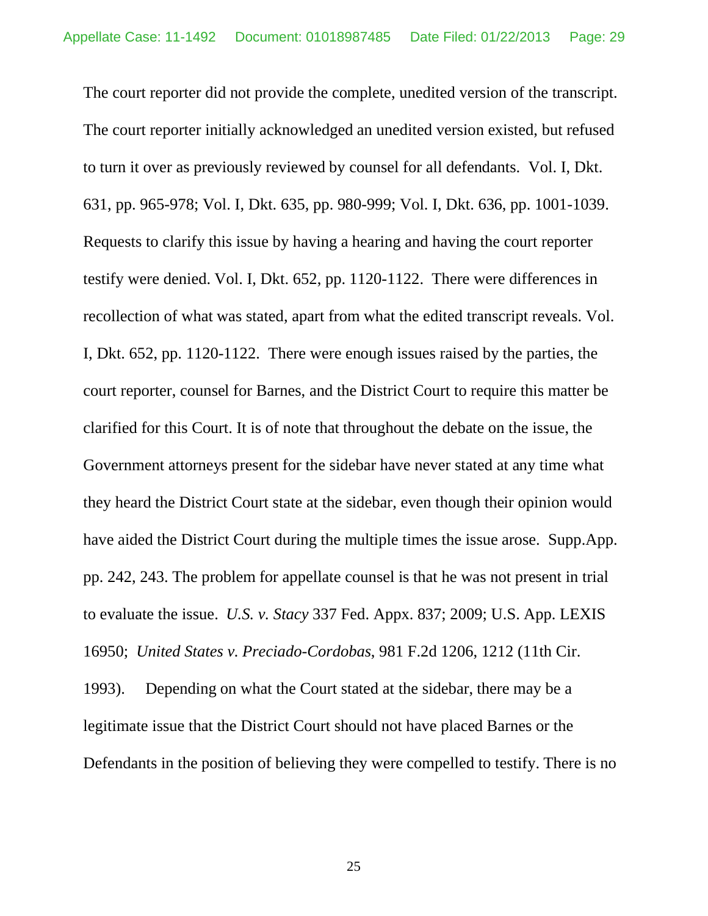The court reporter did not provide the complete, unedited version of the transcript. The court reporter initially acknowledged an unedited version existed, but refused to turn it over as previously reviewed by counsel for all defendants. Vol. I, Dkt. 631, pp. 965-978; Vol. I, Dkt. 635, pp. 980-999; Vol. I, Dkt. 636, pp. 1001-1039. Requests to clarify this issue by having a hearing and having the court reporter testify were denied. Vol. I, Dkt. 652, pp. 1120-1122. There were differences in recollection of what was stated, apart from what the edited transcript reveals. Vol. I, Dkt. 652, pp. 1120-1122. There were enough issues raised by the parties, the court reporter, counsel for Barnes, and the District Court to require this matter be clarified for this Court. It is of note that throughout the debate on the issue, the Government attorneys present for the sidebar have never stated at any time what they heard the District Court state at the sidebar, even though their opinion would have aided the District Court during the multiple times the issue arose. Supp.App. pp. 242, 243. The problem for appellate counsel is that he was not present in trial to evaluate the issue. *U.S. v. Stacy* 337 Fed. Appx. 837; 2009; U.S. App. LEXIS 16950; *United States v. Preciado-Cordobas*, 981 F.2d 1206, 1212 (11th Cir. 1993). Depending on what the Court stated at the sidebar, there may be a legitimate issue that the District Court should not have placed Barnes or the Defendants in the position of believing they were compelled to testify. There is no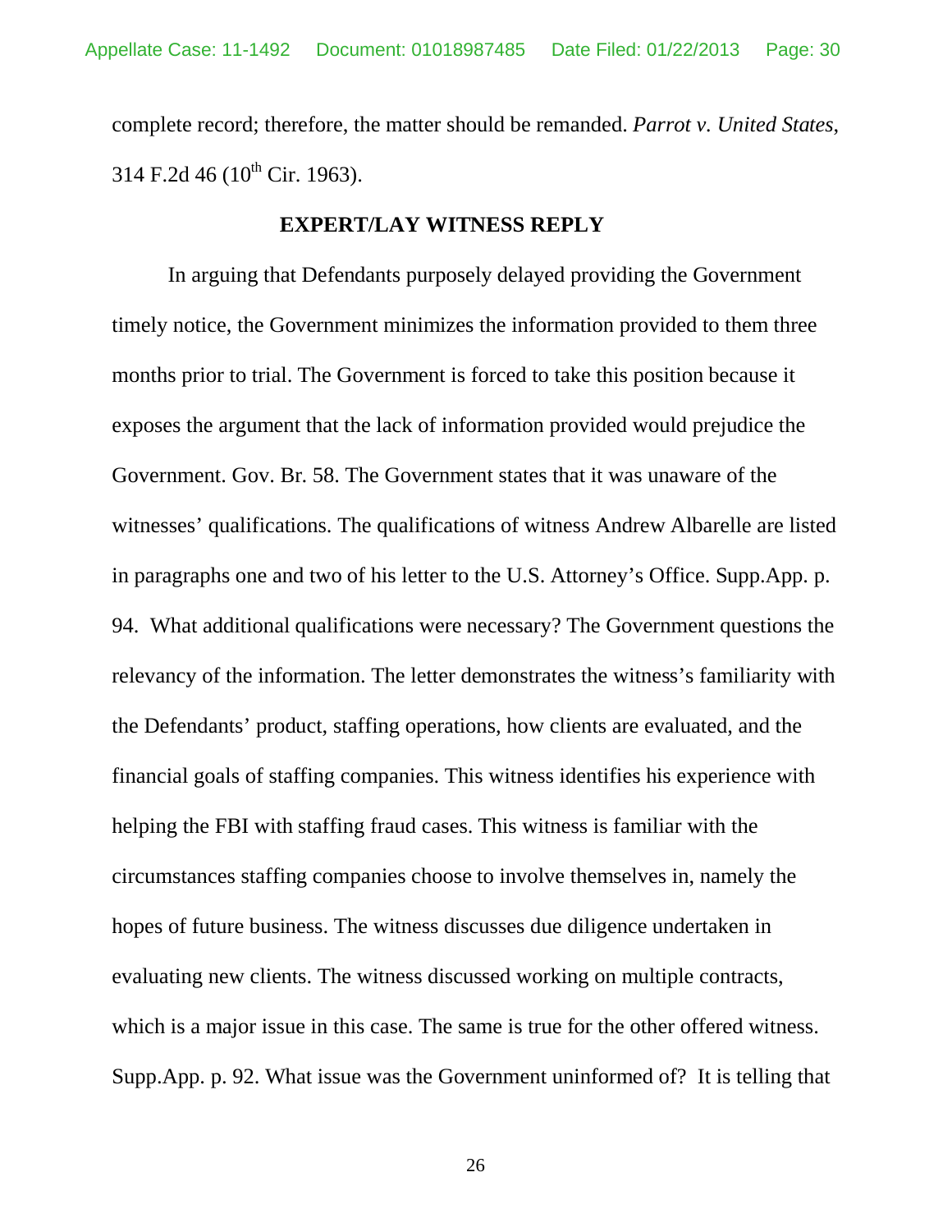complete record; therefore, the matter should be remanded. *Parrot v. United States*, 314 F.2d 46 (10th Cir. 1963).

## EXPERT/LAY WITNESS REPLY

In arguing that Defendants purposely delayed providing the Government timely notice, the Government minimizes the information provided to them three months prior to trial. The Government is forced to take this position because it exposes the argument that the lack of information provided would prejudice the Government. Gov. Br. 58. The Government states that it was unaware of the witnesses' qualifications. The qualifications of witness Andrew Albarelle are listed in paragraphs one and two of his letter to the U.S. Attorney's Office. Supp.App. p. 94. What additional qualifications were necessary? The Government questions the relevancy of the information. The letter demonstrates the witness's familiarity with the Defendants' product, staffing operations, how clients are evaluated, and the financial goals of staffing companies. This witness identifies his experience with helping the FBI with staffing fraud cases. This witness is familiar with the circumstances staffing companies choose to involve themselves in, namely the hopes of future business. The witness discusses due diligence undertaken in evaluating new clients. The witness discussed working on multiple contracts, which is a major issue in this case. The same is true for the other offered witness. Supp.App. p. 92. What issue was the Government uninformed of? It is telling that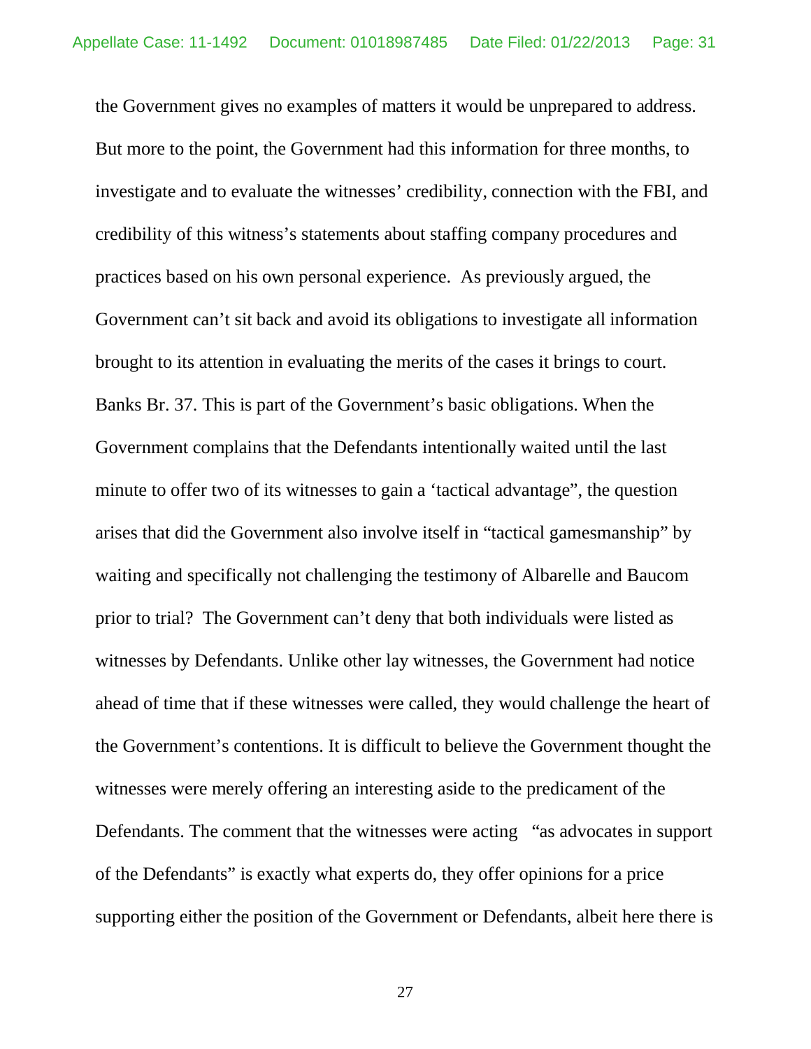the Government gives no examples of matters it would be unprepared to address. But more to the point, the Government had this information for three months, to investigate and to evaluate the witnesses' credibility, connection with the FBI, and credibility of this witness's statements about staffing company procedures and practices based on his own personal experience. As previously argued, the Government can't sit back and avoid its obligations to investigate all information brought to its attention in evaluating the merits of the cases it brings to court. Banks Br. 37. This is part of the Government's basic obligations. When the Government complains that the Defendants intentionally waited until the last minute to offer two of its witnesses to gain a 'tactical advantage", the question arises that did the Government also involve itself in "tactical gamesmanship" by waiting and specifically not challenging the testimony of Albarelle and Baucom prior to trial? The Government can't deny that both individuals were listed as witnesses by Defendants. Unlike other lay witnesses, the Government had notice ahead of time that if these witnesses were called, they would challenge the heart of the Government's contentions. It is difficult to believe the Government thought the witnesses were merely offering an interesting aside to the predicament of the Defendants. The comment that the witnesses were acting "as advocates in support of the Defendants" is exactly what experts do, they offer opinions for a price supporting either the position of the Government or Defendants, albeit here there is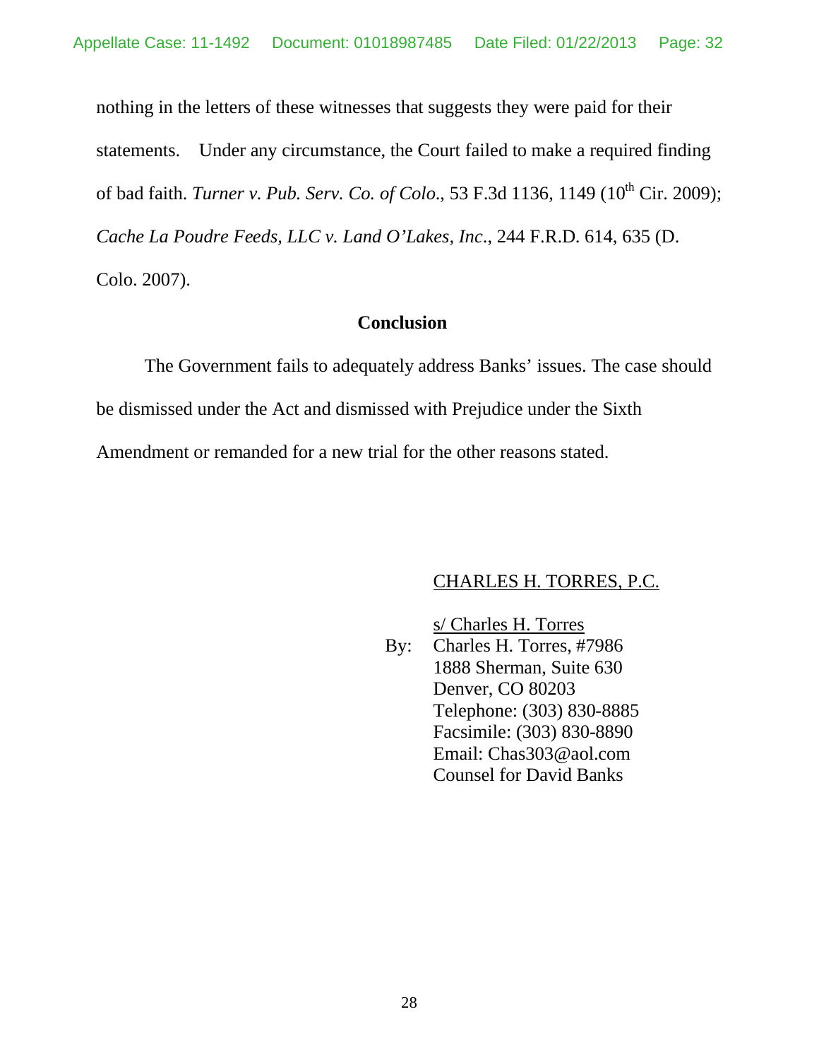nothing in the letters of these witnesses that suggests they were paid for their statements. Under any circumstance, the Court failed to make a required finding of bad faith. *Turner v. Pub. Serv. Co. of Colo*., 53 F.3d 1136, 1149 (10th Cir. 2009); *Cache La Poudre Feeds, LLC v. Land O'Lakes, Inc*., 244 F.R.D. 614, 635 (D. Colo. 2007).

## Conclusion

The Government fails to adequately address Banks' issues. The case should be dismissed under the Act and dismissed with Prejudice under the Sixth Amendment or remanded for a new trial for the other reasons stated.

CHARLES H. TORRES, P.C.

s/ Charles H. Torres
By: Charles H. Torres, #7986
1888 Sherman, Suite 630
Denver, CO 80203
Telephone: (303) 830-8885
Facsimile: (303) 830-8890
Email: Chas303@aol.com
Counsel for David Banks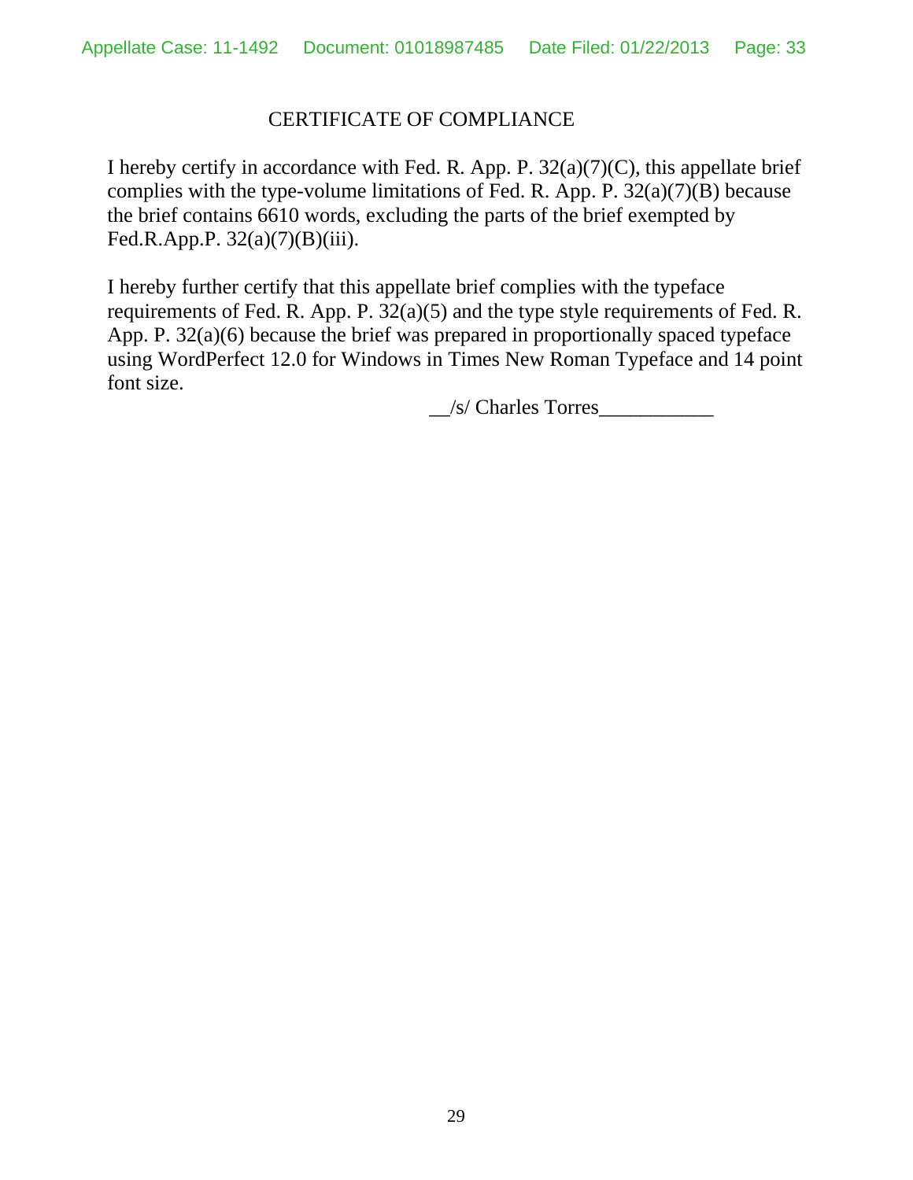CERTIFICATE OF COMPLIANCE

I hereby certify in accordance with Fed. R. App. P. 32(a)(7)(C), this appellate brief complies with the type-volume limitations of Fed. R. App. P. 32(a)(7)(B) because the brief contains 6610 words, excluding the parts of the brief exempted by Fed.R.App.P. 32(a)(7)(B)(iii).

I hereby further certify that this appellate brief complies with the typeface requirements of Fed. R. App. P. 32(a)(5) and the type style requirements of Fed. R. App. P. 32(a)(6) because the brief was prepared in proportionally spaced typeface using WordPerfect 12.0 for Windows in Times New Roman Typeface and 14 point font size.

__/s/ Charles Torres___________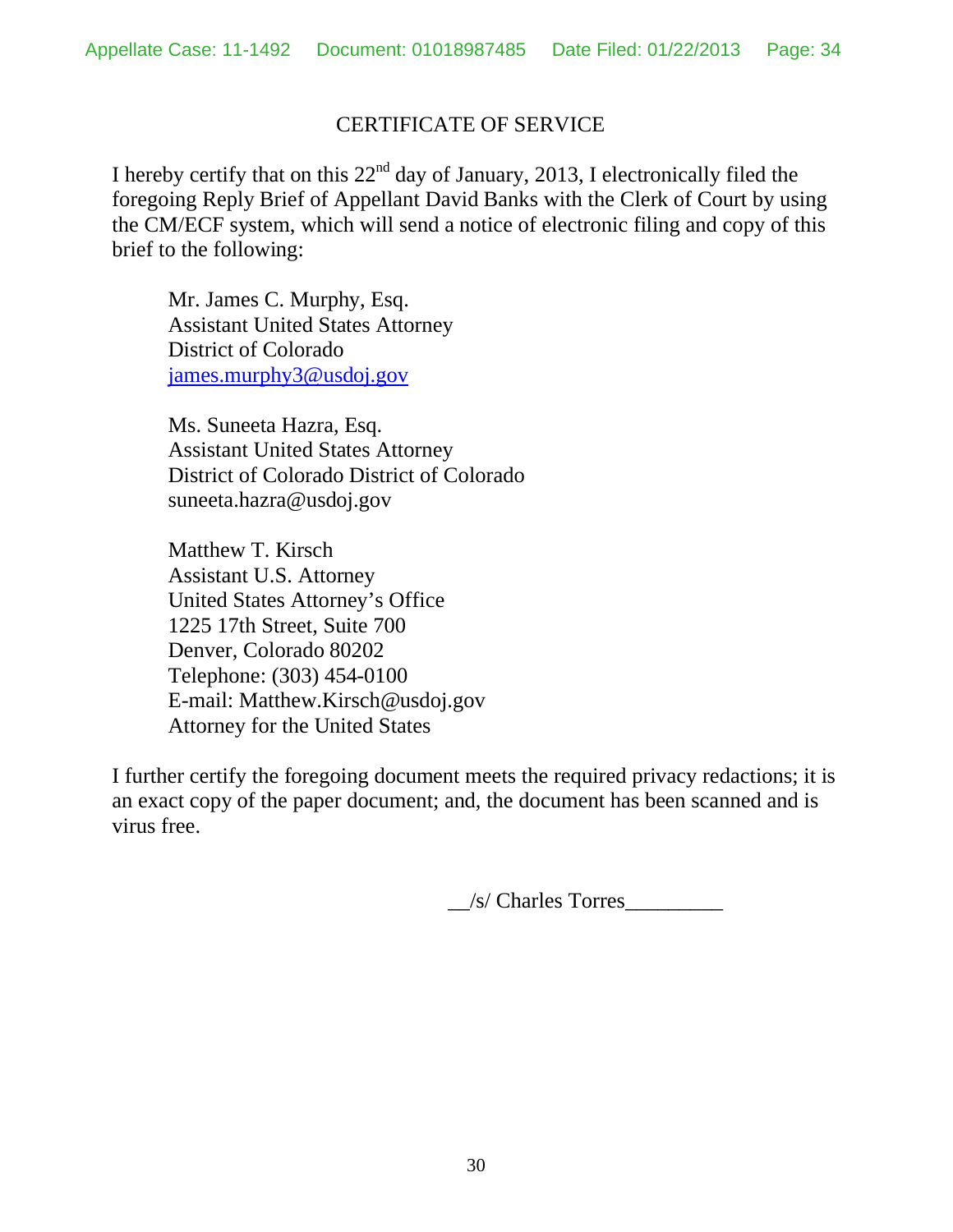## CERTIFICATE OF SERVICE

I hereby certify that on this 22nd day of January, 2013, I electronically filed the foregoing Reply Brief of Appellant David Banks with the Clerk of Court by using the CM/ECF system, which will send a notice of electronic filing and copy of this brief to the following:

Mr. James C. Murphy, Esq.
Assistant United States Attorney
District of Colorado
james.murphy3@usdoj.gov

Ms. Suneeta Hazra, Esq.
Assistant United States Attorney
District of Colorado District of Colorado
suneeta.hazra@usdoj.gov

Matthew T. Kirsch
Assistant U.S. Attorney
United States Attorney's Office
1225 17th Street, Suite 700
Denver, Colorado 80202
Telephone: (303) 454-0100
E-mail: Matthew.Kirsch@usdoj.gov
Attorney for the United States

I further certify the foregoing document meets the required privacy redactions; it is an exact copy of the paper document; and, the document has been scanned and is virus free.

__/s/ Charles Torres_________